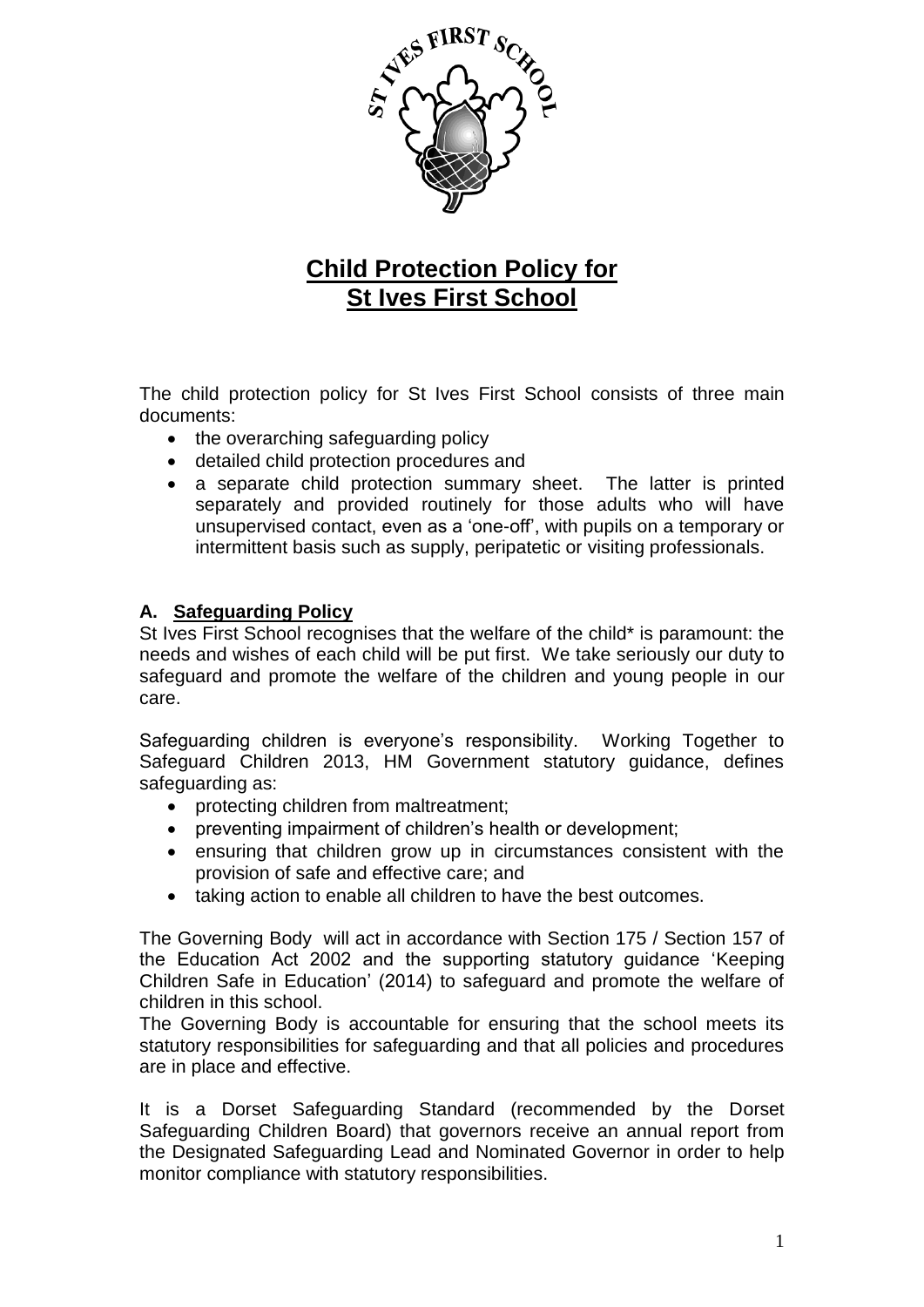# Child Protection Policy for St Ives First School

The child protection policy for St Ives First School consists of three main documents:

- the overarching safeguarding policy
- detailed child protection procedures and
- a separate child protection summary sheet. The latter is printed separately and provided routinely for those adults who will have unsupervised contact, even as a 'one-off', with pupils on a temporary or intermittent basis such as supply, peripatetic or visiting professionals.

## A. Safeguarding Policy

St Ives First School recognises that the welfare of the child* is paramount: the needs and wishes of each child will be put first. We take seriously our duty to safeguard and promote the welfare of the children and young people in our care.

Safeguarding children is everyone's responsibility. Working Together to Safeguard Children 2013, HM Government statutory guidance, defines safeguarding as:

- protecting children from maltreatment;
- preventing impairment of children's health or development;
- ensuring that children grow up in circumstances consistent with the provision of safe and effective care; and
- taking action to enable all children to have the best outcomes.

The Governing Body will act in accordance with Section 175 / Section 157 of the Education Act 2002 and the supporting statutory guidance 'Keeping Children Safe in Education' (2014) to safeguard and promote the welfare of children in this school.

The Governing Body is accountable for ensuring that the school meets its statutory responsibilities for safeguarding and that all policies and procedures are in place and effective.

It is a Dorset Safeguarding Standard (recommended by the Dorset Safeguarding Children Board) that governors receive an annual report from the Designated Safeguarding Lead and Nominated Governor in order to help monitor compliance with statutory responsibilities.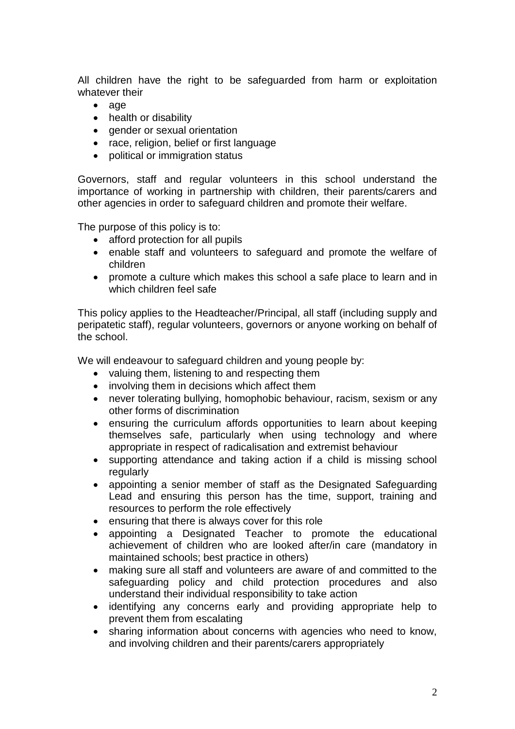All children have the right to be safeguarded from harm or exploitation whatever their

- age
- health or disability
- gender or sexual orientation
- race, religion, belief or first language
- political or immigration status

Governors, staff and regular volunteers in this school understand the importance of working in partnership with children, their parents/carers and other agencies in order to safeguard children and promote their welfare.

The purpose of this policy is to:

- afford protection for all pupils
- enable staff and volunteers to safeguard and promote the welfare of children
- promote a culture which makes this school a safe place to learn and in which children feel safe

This policy applies to the Headteacher/Principal, all staff (including supply and peripatetic staff), regular volunteers, governors or anyone working on behalf of the school.

We will endeavour to safeguard children and young people by:

- valuing them, listening to and respecting them
- involving them in decisions which affect them
- never tolerating bullying, homophobic behaviour, racism, sexism or any other forms of discrimination
- ensuring the curriculum affords opportunities to learn about keeping themselves safe, particularly when using technology and where appropriate in respect of radicalisation and extremist behaviour
- supporting attendance and taking action if a child is missing school regularly
- appointing a senior member of staff as the Designated Safeguarding Lead and ensuring this person has the time, support, training and resources to perform the role effectively
- ensuring that there is always cover for this role
- appointing a Designated Teacher to promote the educational achievement of children who are looked after/in care (mandatory in maintained schools; best practice in others)
- making sure all staff and volunteers are aware of and committed to the safeguarding policy and child protection procedures and also understand their individual responsibility to take action
- identifying any concerns early and providing appropriate help to prevent them from escalating
- sharing information about concerns with agencies who need to know, and involving children and their parents/carers appropriately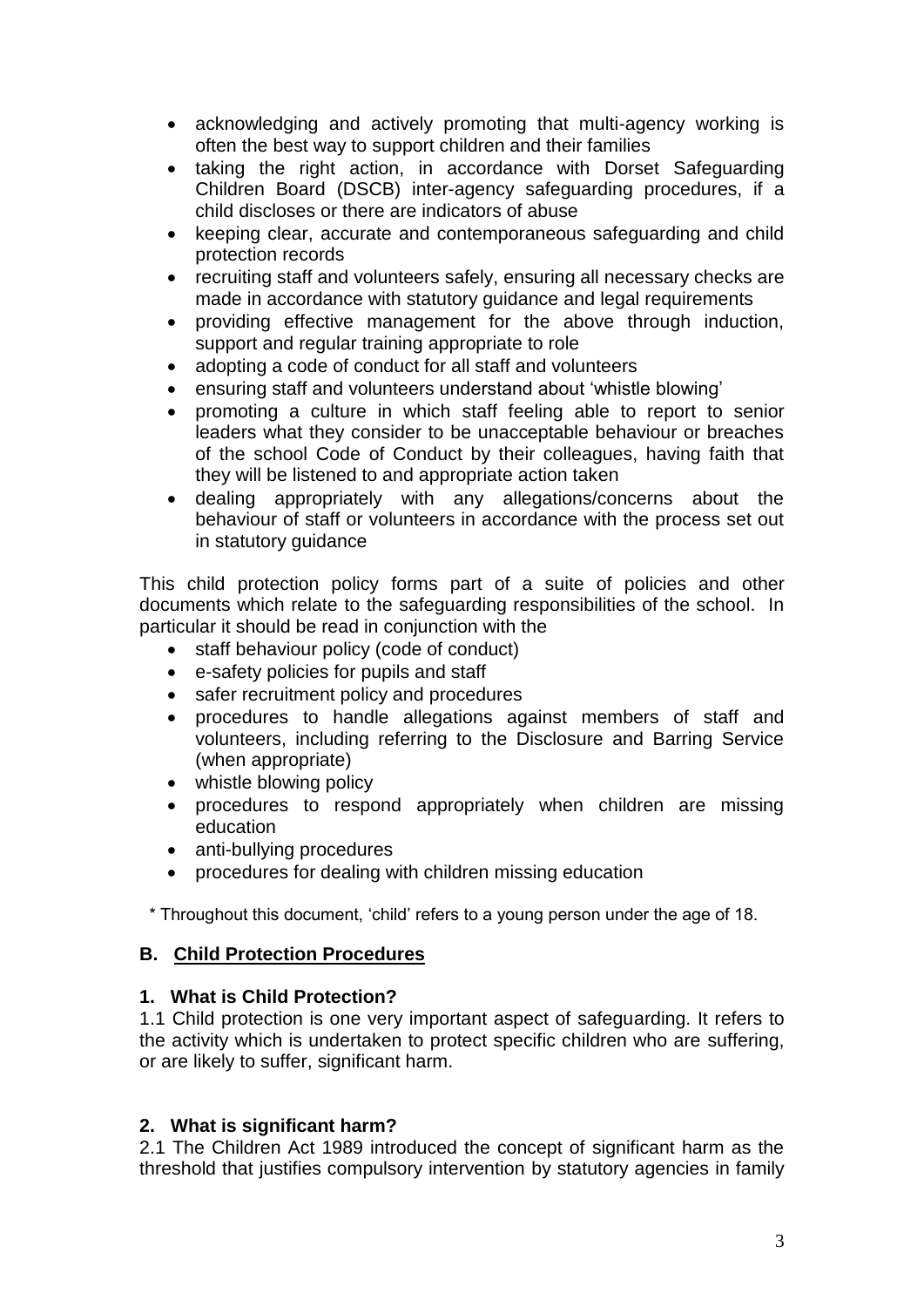- acknowledging and actively promoting that multi-agency working is often the best way to support children and their families
- taking the right action, in accordance with Dorset Safeguarding Children Board (DSCB) inter-agency safeguarding procedures, if a child discloses or there are indicators of abuse
- keeping clear, accurate and contemporaneous safeguarding and child protection records
- recruiting staff and volunteers safely, ensuring all necessary checks are made in accordance with statutory guidance and legal requirements
- providing effective management for the above through induction, support and regular training appropriate to role
- adopting a code of conduct for all staff and volunteers
- ensuring staff and volunteers understand about 'whistle blowing'
- promoting a culture in which staff feeling able to report to senior leaders what they consider to be unacceptable behaviour or breaches of the school Code of Conduct by their colleagues, having faith that they will be listened to and appropriate action taken
- dealing appropriately with any allegations/concerns about the behaviour of staff or volunteers in accordance with the process set out in statutory guidance

This child protection policy forms part of a suite of policies and other documents which relate to the safeguarding responsibilities of the school. In particular it should be read in conjunction with the

- staff behaviour policy (code of conduct)
- e-safety policies for pupils and staff
- safer recruitment policy and procedures
- procedures to handle allegations against members of staff and volunteers, including referring to the Disclosure and Barring Service (when appropriate)
- whistle blowing policy
- procedures to respond appropriately when children are missing education
- anti-bullying procedures
- procedures for dealing with children missing education

\* Throughout this document, 'child' refers to a young person under the age of 18.

## B. Child Protection Procedures

### 1. What is Child Protection?

1.1 Child protection is one very important aspect of safeguarding. It refers to the activity which is undertaken to protect specific children who are suffering, or are likely to suffer, significant harm.

### 2. What is significant harm?

2.1 The Children Act 1989 introduced the concept of significant harm as the threshold that justifies compulsory intervention by statutory agencies in family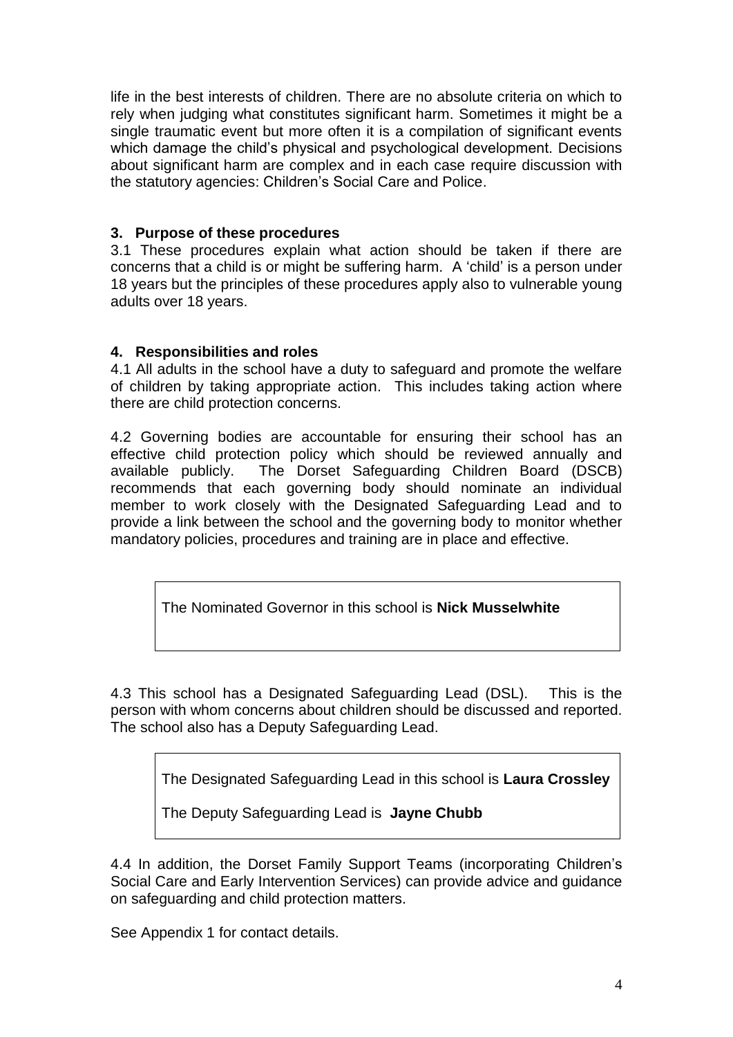life in the best interests of children. There are no absolute criteria on which to rely when judging what constitutes significant harm. Sometimes it might be a single traumatic event but more often it is a compilation of significant events which damage the child's physical and psychological development. Decisions about significant harm are complex and in each case require discussion with the statutory agencies: Children's Social Care and Police.

## 3. Purpose of these procedures

3.1 These procedures explain what action should be taken if there are concerns that a child is or might be suffering harm. A 'child' is a person under 18 years but the principles of these procedures apply also to vulnerable young adults over 18 years.

## 4. Responsibilities and roles

4.1 All adults in the school have a duty to safeguard and promote the welfare of children by taking appropriate action. This includes taking action where there are child protection concerns.

4.2 Governing bodies are accountable for ensuring their school has an effective child protection policy which should be reviewed annually and available publicly. The Dorset Safeguarding Children Board (DSCB) recommends that each governing body should nominate an individual member to work closely with the Designated Safeguarding Lead and to provide a link between the school and the governing body to monitor whether mandatory policies, procedures and training are in place and effective.

> The Nominated Governor in this school is **Nick Musselwhite**

4.3 This school has a Designated Safeguarding Lead (DSL). This is the person with whom concerns about children should be discussed and reported. The school also has a Deputy Safeguarding Lead.

> The Designated Safeguarding Lead in this school is **Laura Crossley**
>
> The Deputy Safeguarding Lead is **Jayne Chubb**

4.4 In addition, the Dorset Family Support Teams (incorporating Children's Social Care and Early Intervention Services) can provide advice and guidance on safeguarding and child protection matters.

See Appendix 1 for contact details.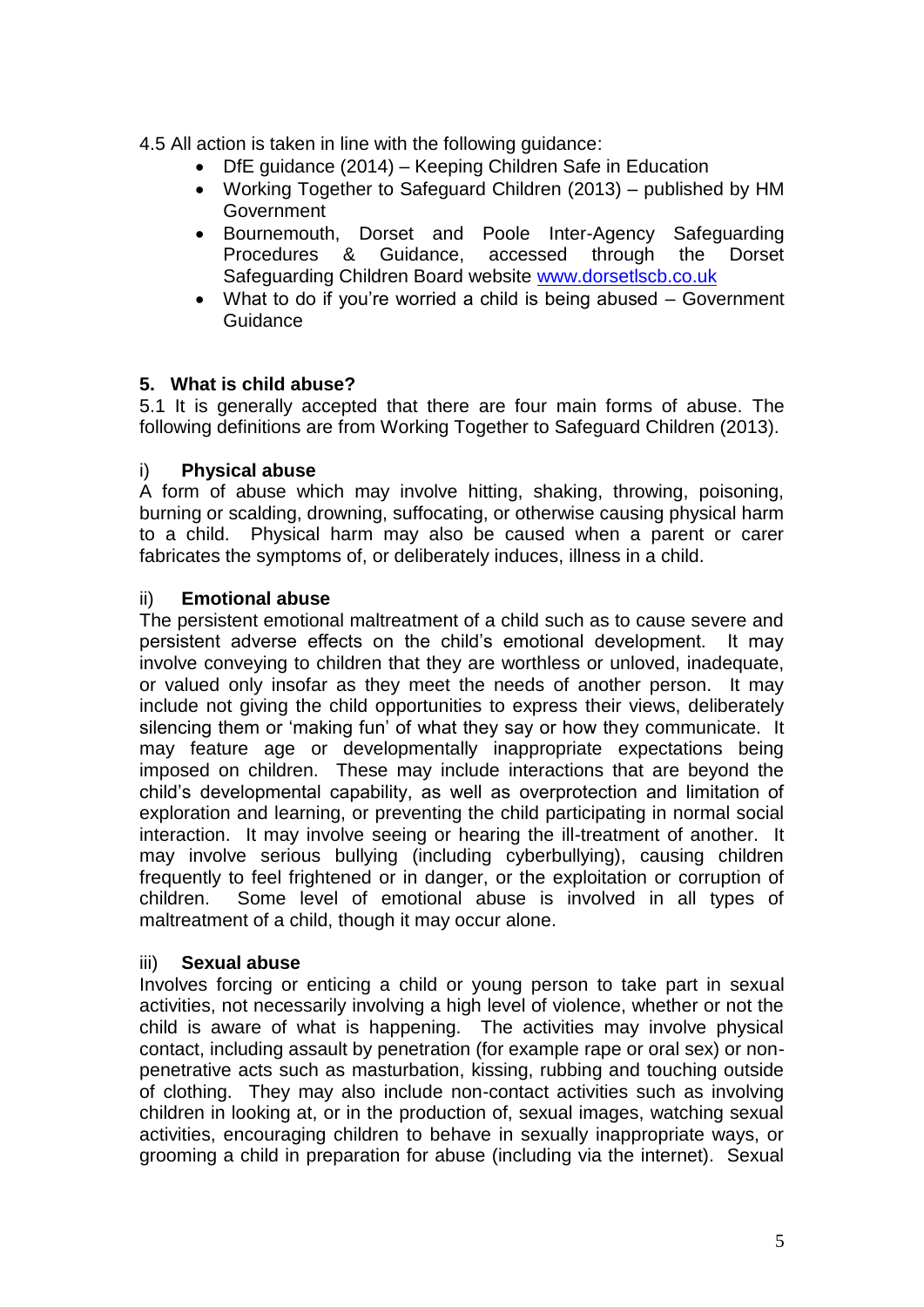4.5 All action is taken in line with the following guidance:

- DfE guidance (2014) – Keeping Children Safe in Education
- Working Together to Safeguard Children (2013) – published by HM Government
- Bournemouth, Dorset and Poole Inter-Agency Safeguarding Procedures & Guidance, accessed through the Dorset Safeguarding Children Board website [www.dorsetlscb.co.uk](http://www.dorsetlscb.co.uk)
- What to do if you're worried a child is being abused – Government Guidance

## 5. What is child abuse?

5.1 It is generally accepted that there are four main forms of abuse. The following definitions are from Working Together to Safeguard Children (2013).

### i) Physical abuse

A form of abuse which may involve hitting, shaking, throwing, poisoning, burning or scalding, drowning, suffocating, or otherwise causing physical harm to a child. Physical harm may also be caused when a parent or carer fabricates the symptoms of, or deliberately induces, illness in a child.

### ii) Emotional abuse

The persistent emotional maltreatment of a child such as to cause severe and persistent adverse effects on the child's emotional development. It may involve conveying to children that they are worthless or unloved, inadequate, or valued only insofar as they meet the needs of another person. It may include not giving the child opportunities to express their views, deliberately silencing them or 'making fun' of what they say or how they communicate. It may feature age or developmentally inappropriate expectations being imposed on children. These may include interactions that are beyond the child's developmental capability, as well as overprotection and limitation of exploration and learning, or preventing the child participating in normal social interaction. It may involve seeing or hearing the ill-treatment of another. It may involve serious bullying (including cyberbullying), causing children frequently to feel frightened or in danger, or the exploitation or corruption of children. Some level of emotional abuse is involved in all types of maltreatment of a child, though it may occur alone.

### iii) Sexual abuse

Involves forcing or enticing a child or young person to take part in sexual activities, not necessarily involving a high level of violence, whether or not the child is aware of what is happening. The activities may involve physical contact, including assault by penetration (for example rape or oral sex) or non-penetrative acts such as masturbation, kissing, rubbing and touching outside of clothing. They may also include non-contact activities such as involving children in looking at, or in the production of, sexual images, watching sexual activities, encouraging children to behave in sexually inappropriate ways, or grooming a child in preparation for abuse (including via the internet). Sexual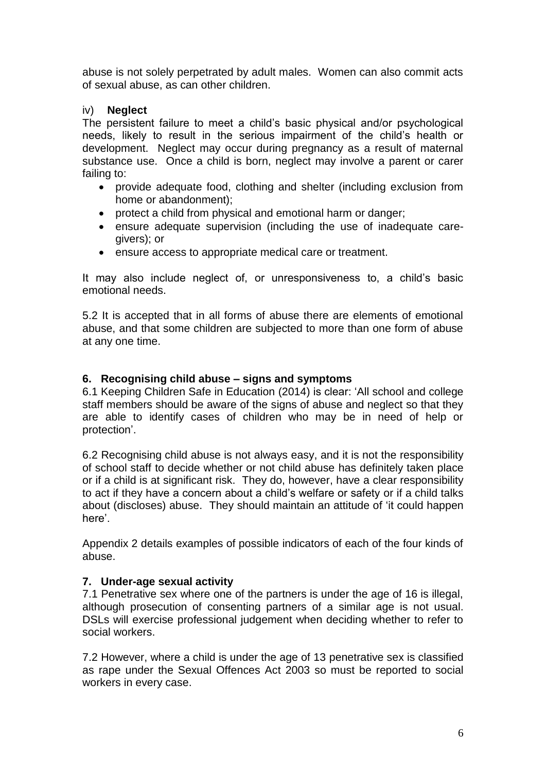abuse is not solely perpetrated by adult males. Women can also commit acts of sexual abuse, as can other children.

iv) **Neglect**

The persistent failure to meet a child's basic physical and/or psychological needs, likely to result in the serious impairment of the child's health or development. Neglect may occur during pregnancy as a result of maternal substance use. Once a child is born, neglect may involve a parent or carer failing to:

- provide adequate food, clothing and shelter (including exclusion from home or abandonment);
- protect a child from physical and emotional harm or danger;
- ensure adequate supervision (including the use of inadequate care-givers); or
- ensure access to appropriate medical care or treatment.

It may also include neglect of, or unresponsiveness to, a child's basic emotional needs.

5.2 It is accepted that in all forms of abuse there are elements of emotional abuse, and that some children are subjected to more than one form of abuse at any one time.

## 6. Recognising child abuse – signs and symptoms

6.1 Keeping Children Safe in Education (2014) is clear: 'All school and college staff members should be aware of the signs of abuse and neglect so that they are able to identify cases of children who may be in need of help or protection'.

6.2 Recognising child abuse is not always easy, and it is not the responsibility of school staff to decide whether or not child abuse has definitely taken place or if a child is at significant risk. They do, however, have a clear responsibility to act if they have a concern about a child's welfare or safety or if a child talks about (discloses) abuse. They should maintain an attitude of 'it could happen here'.

Appendix 2 details examples of possible indicators of each of the four kinds of abuse.

## 7. Under-age sexual activity

7.1 Penetrative sex where one of the partners is under the age of 16 is illegal, although prosecution of consenting partners of a similar age is not usual. DSLs will exercise professional judgement when deciding whether to refer to social workers.

7.2 However, where a child is under the age of 13 penetrative sex is classified as rape under the Sexual Offences Act 2003 so must be reported to social workers in every case.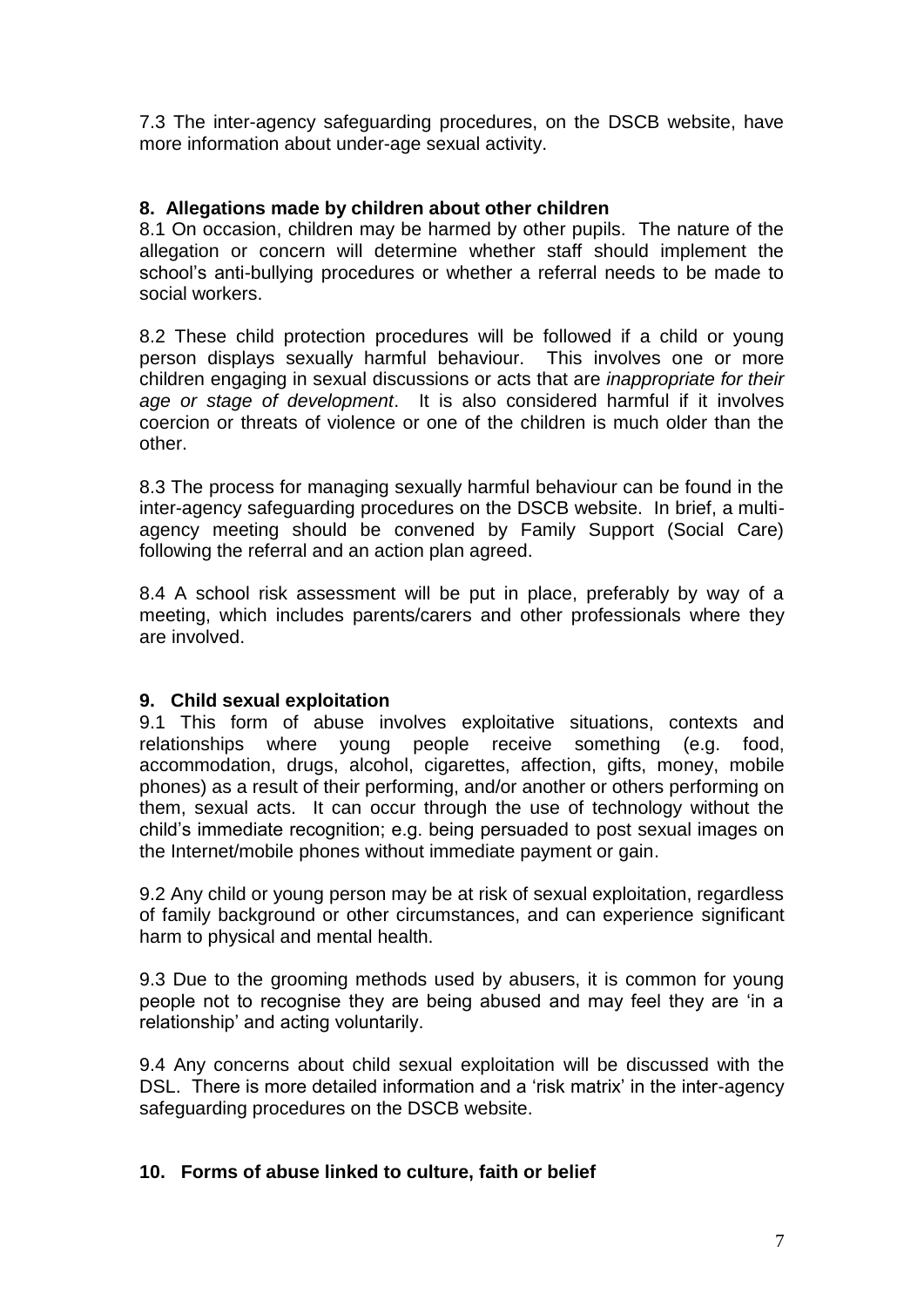7.3 The inter-agency safeguarding procedures, on the DSCB website, have more information about under-age sexual activity.

## 8. Allegations made by children about other children

8.1 On occasion, children may be harmed by other pupils. The nature of the allegation or concern will determine whether staff should implement the school's anti-bullying procedures or whether a referral needs to be made to social workers.

8.2 These child protection procedures will be followed if a child or young person displays sexually harmful behaviour. This involves one or more children engaging in sexual discussions or acts that are *inappropriate for their age or stage of development*. It is also considered harmful if it involves coercion or threats of violence or one of the children is much older than the other.

8.3 The process for managing sexually harmful behaviour can be found in the inter-agency safeguarding procedures on the DSCB website. In brief, a multi-agency meeting should be convened by Family Support (Social Care) following the referral and an action plan agreed.

8.4 A school risk assessment will be put in place, preferably by way of a meeting, which includes parents/carers and other professionals where they are involved.

## 9. Child sexual exploitation

9.1 This form of abuse involves exploitative situations, contexts and relationships where young people receive something (e.g. food, accommodation, drugs, alcohol, cigarettes, affection, gifts, money, mobile phones) as a result of their performing, and/or another or others performing on them, sexual acts. It can occur through the use of technology without the child's immediate recognition; e.g. being persuaded to post sexual images on the Internet/mobile phones without immediate payment or gain.

9.2 Any child or young person may be at risk of sexual exploitation, regardless of family background or other circumstances, and can experience significant harm to physical and mental health.

9.3 Due to the grooming methods used by abusers, it is common for young people not to recognise they are being abused and may feel they are 'in a relationship' and acting voluntarily.

9.4 Any concerns about child sexual exploitation will be discussed with the DSL. There is more detailed information and a 'risk matrix' in the inter-agency safeguarding procedures on the DSCB website.

## 10. Forms of abuse linked to culture, faith or belief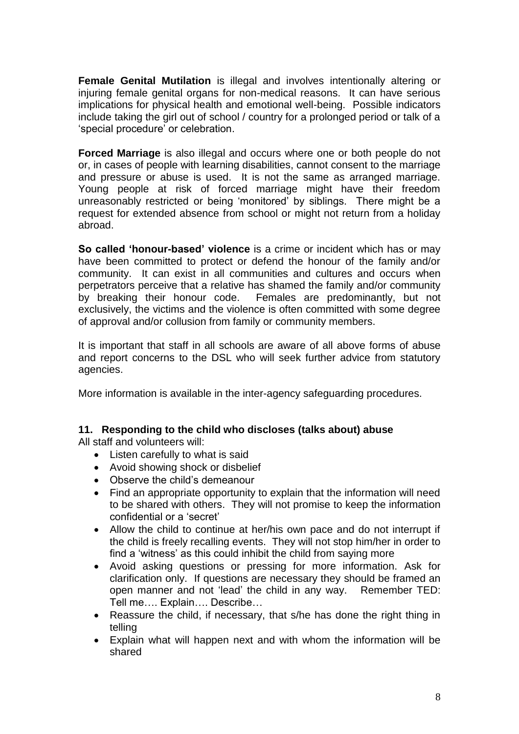**Female Genital Mutilation** is illegal and involves intentionally altering or injuring female genital organs for non-medical reasons. It can have serious implications for physical health and emotional well-being. Possible indicators include taking the girl out of school / country for a prolonged period or talk of a 'special procedure' or celebration.

**Forced Marriage** is also illegal and occurs where one or both people do not or, in cases of people with learning disabilities, cannot consent to the marriage and pressure or abuse is used. It is not the same as arranged marriage. Young people at risk of forced marriage might have their freedom unreasonably restricted or being 'monitored' by siblings. There might be a request for extended absence from school or might not return from a holiday abroad.

**So called 'honour-based' violence** is a crime or incident which has or may have been committed to protect or defend the honour of the family and/or community. It can exist in all communities and cultures and occurs when perpetrators perceive that a relative has shamed the family and/or community by breaking their honour code. Females are predominantly, but not exclusively, the victims and the violence is often committed with some degree of approval and/or collusion from family or community members.

It is important that staff in all schools are aware of all above forms of abuse and report concerns to the DSL who will seek further advice from statutory agencies.

More information is available in the inter-agency safeguarding procedures.

## 11. Responding to the child who discloses (talks about) abuse

All staff and volunteers will:

- Listen carefully to what is said
- Avoid showing shock or disbelief
- Observe the child's demeanour
- Find an appropriate opportunity to explain that the information will need to be shared with others. They will not promise to keep the information confidential or a 'secret'
- Allow the child to continue at her/his own pace and do not interrupt if the child is freely recalling events. They will not stop him/her in order to find a 'witness' as this could inhibit the child from saying more
- Avoid asking questions or pressing for more information. Ask for clarification only. If questions are necessary they should be framed an open manner and not 'lead' the child in any way. Remember TED: Tell me…. Explain…. Describe…
- Reassure the child, if necessary, that s/he has done the right thing in telling
- Explain what will happen next and with whom the information will be shared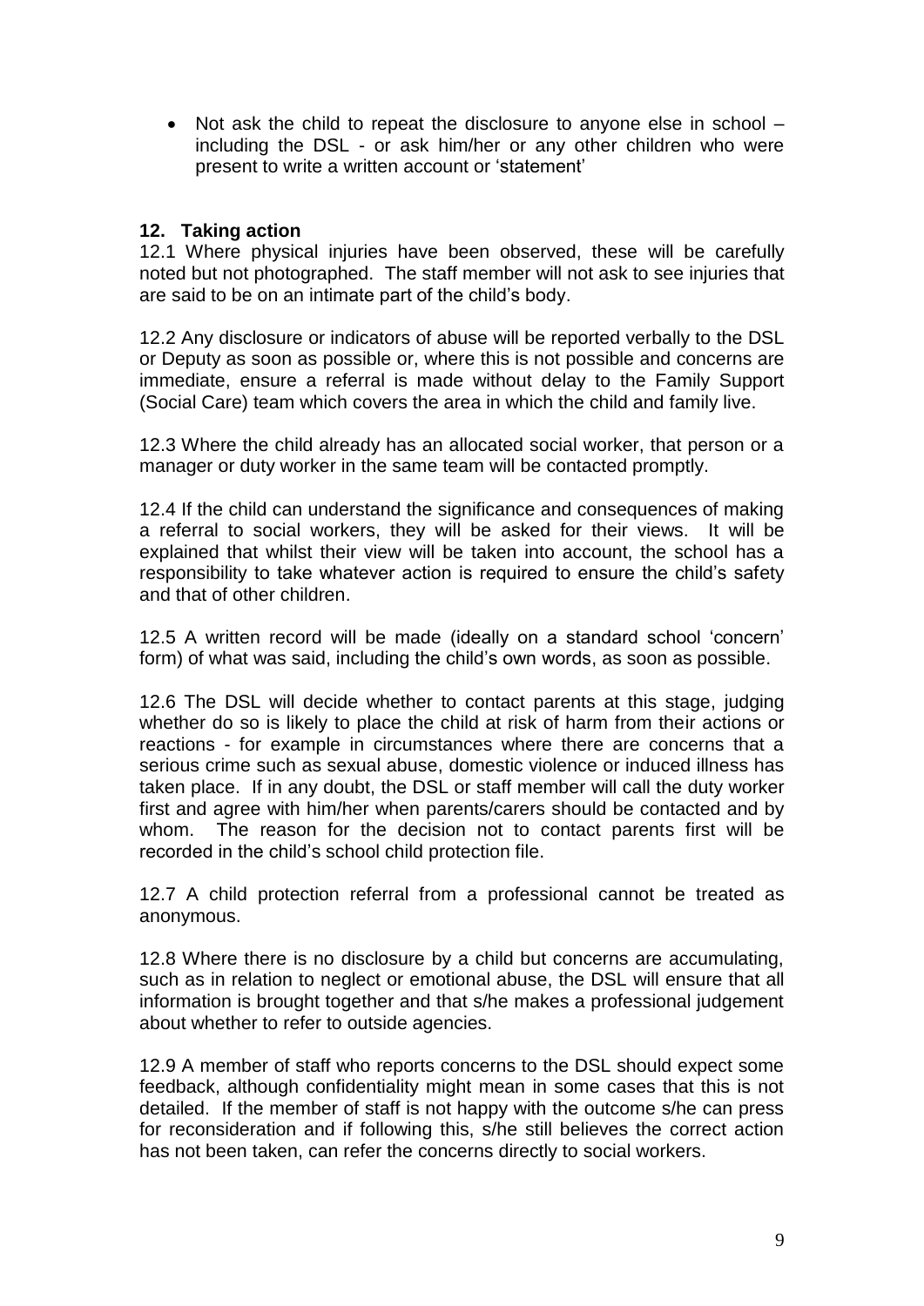- Not ask the child to repeat the disclosure to anyone else in school – including the DSL - or ask him/her or any other children who were present to write a written account or 'statement'

## 12. Taking action

12.1 Where physical injuries have been observed, these will be carefully noted but not photographed. The staff member will not ask to see injuries that are said to be on an intimate part of the child's body.

12.2 Any disclosure or indicators of abuse will be reported verbally to the DSL or Deputy as soon as possible or, where this is not possible and concerns are immediate, ensure a referral is made without delay to the Family Support (Social Care) team which covers the area in which the child and family live.

12.3 Where the child already has an allocated social worker, that person or a manager or duty worker in the same team will be contacted promptly.

12.4 If the child can understand the significance and consequences of making a referral to social workers, they will be asked for their views. It will be explained that whilst their view will be taken into account, the school has a responsibility to take whatever action is required to ensure the child's safety and that of other children.

12.5 A written record will be made (ideally on a standard school 'concern' form) of what was said, including the child's own words, as soon as possible.

12.6 The DSL will decide whether to contact parents at this stage, judging whether do so is likely to place the child at risk of harm from their actions or reactions - for example in circumstances where there are concerns that a serious crime such as sexual abuse, domestic violence or induced illness has taken place. If in any doubt, the DSL or staff member will call the duty worker first and agree with him/her when parents/carers should be contacted and by whom. The reason for the decision not to contact parents first will be recorded in the child's school child protection file.

12.7 A child protection referral from a professional cannot be treated as anonymous.

12.8 Where there is no disclosure by a child but concerns are accumulating, such as in relation to neglect or emotional abuse, the DSL will ensure that all information is brought together and that s/he makes a professional judgement about whether to refer to outside agencies.

12.9 A member of staff who reports concerns to the DSL should expect some feedback, although confidentiality might mean in some cases that this is not detailed. If the member of staff is not happy with the outcome s/he can press for reconsideration and if following this, s/he still believes the correct action has not been taken, can refer the concerns directly to social workers.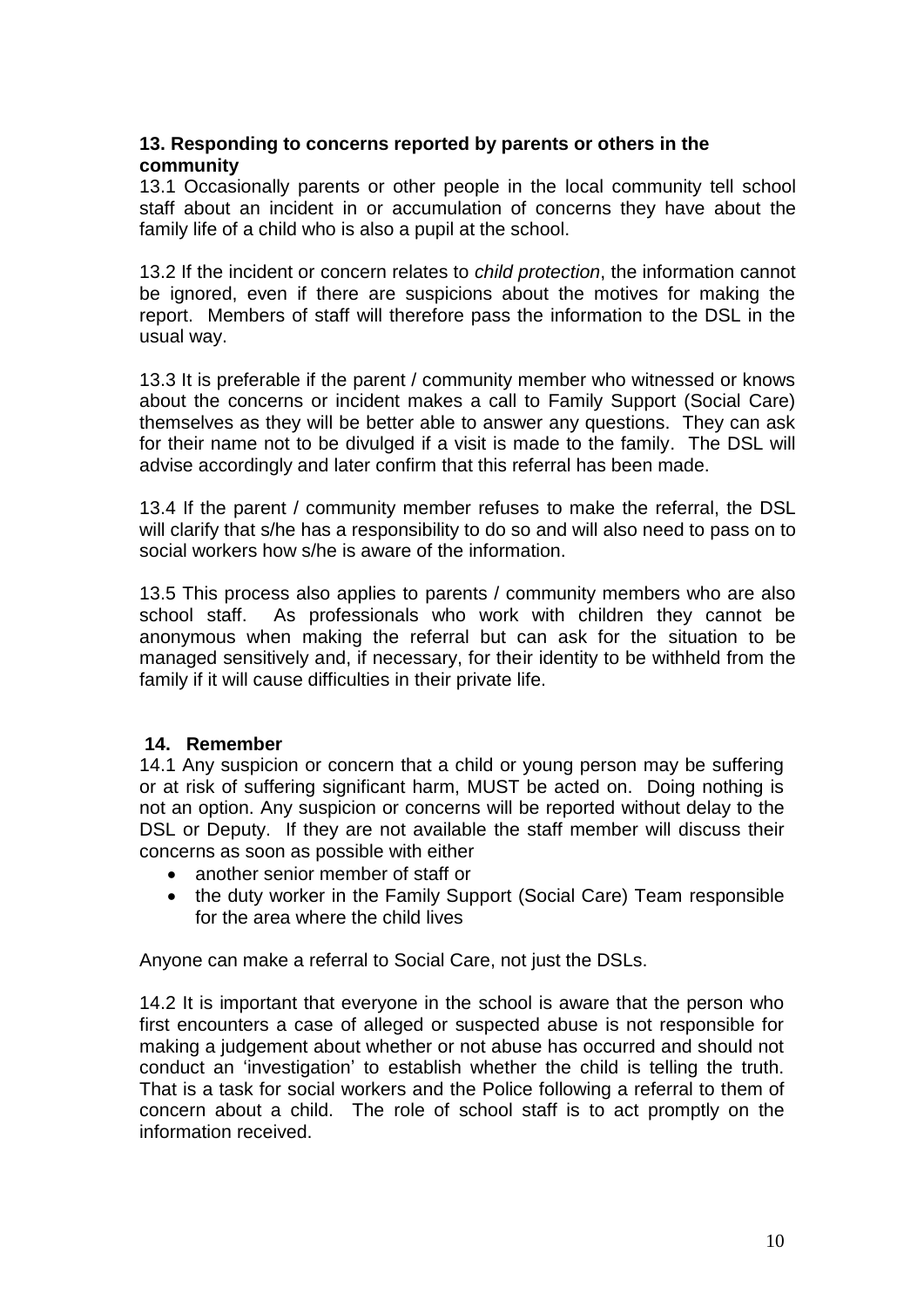## 13. Responding to concerns reported by parents or others in the community

13.1 Occasionally parents or other people in the local community tell school staff about an incident in or accumulation of concerns they have about the family life of a child who is also a pupil at the school.

13.2 If the incident or concern relates to *child protection*, the information cannot be ignored, even if there are suspicions about the motives for making the report. Members of staff will therefore pass the information to the DSL in the usual way.

13.3 It is preferable if the parent / community member who witnessed or knows about the concerns or incident makes a call to Family Support (Social Care) themselves as they will be better able to answer any questions. They can ask for their name not to be divulged if a visit is made to the family. The DSL will advise accordingly and later confirm that this referral has been made.

13.4 If the parent / community member refuses to make the referral, the DSL will clarify that s/he has a responsibility to do so and will also need to pass on to social workers how s/he is aware of the information.

13.5 This process also applies to parents / community members who are also school staff. As professionals who work with children they cannot be anonymous when making the referral but can ask for the situation to be managed sensitively and, if necessary, for their identity to be withheld from the family if it will cause difficulties in their private life.

## 14. Remember

14.1 Any suspicion or concern that a child or young person may be suffering or at risk of suffering significant harm, MUST be acted on. Doing nothing is not an option. Any suspicion or concerns will be reported without delay to the DSL or Deputy. If they are not available the staff member will discuss their concerns as soon as possible with either

- another senior member of staff or
- the duty worker in the Family Support (Social Care) Team responsible for the area where the child lives

Anyone can make a referral to Social Care, not just the DSLs.

14.2 It is important that everyone in the school is aware that the person who first encounters a case of alleged or suspected abuse is not responsible for making a judgement about whether or not abuse has occurred and should not conduct an 'investigation' to establish whether the child is telling the truth. That is a task for social workers and the Police following a referral to them of concern about a child. The role of school staff is to act promptly on the information received.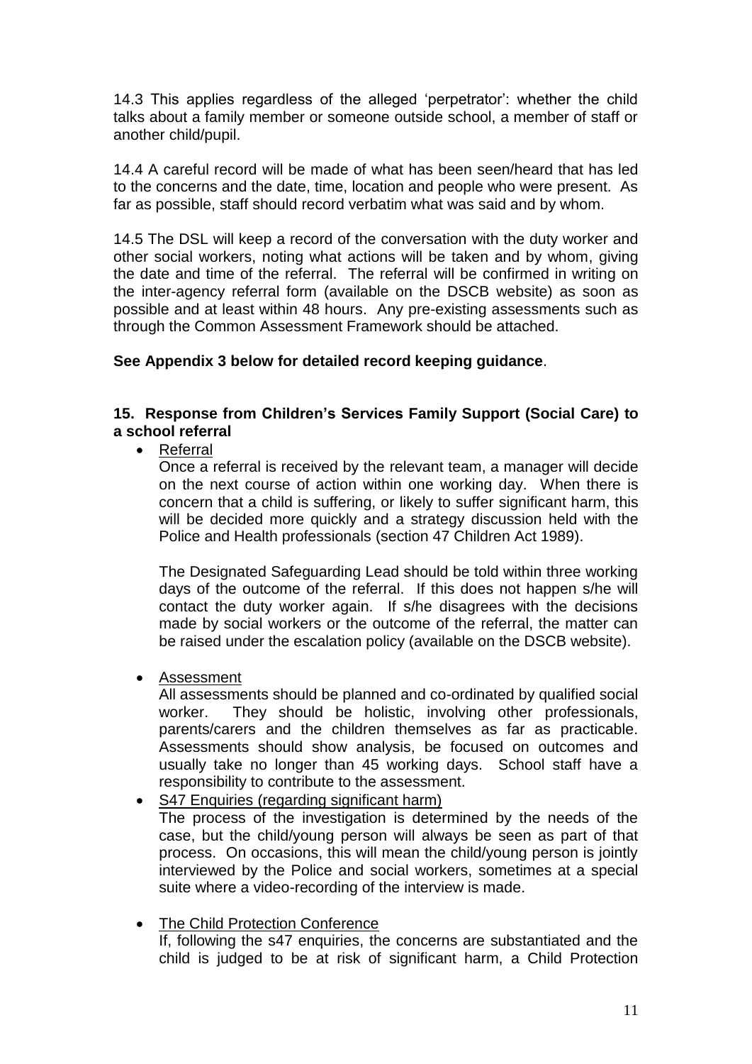14.3 This applies regardless of the alleged 'perpetrator': whether the child talks about a family member or someone outside school, a member of staff or another child/pupil.

14.4 A careful record will be made of what has been seen/heard that has led to the concerns and the date, time, location and people who were present. As far as possible, staff should record verbatim what was said and by whom.

14.5 The DSL will keep a record of the conversation with the duty worker and other social workers, noting what actions will be taken and by whom, giving the date and time of the referral. The referral will be confirmed in writing on the inter-agency referral form (available on the DSCB website) as soon as possible and at least within 48 hours. Any pre-existing assessments such as through the Common Assessment Framework should be attached.

**See Appendix 3 below for detailed record keeping guidance**.

## 15. Response from Children's Services Family Support (Social Care) to a school referral

- <u>Referral</u>

  Once a referral is received by the relevant team, a manager will decide on the next course of action within one working day. When there is concern that a child is suffering, or likely to suffer significant harm, this will be decided more quickly and a strategy discussion held with the Police and Health professionals (section 47 Children Act 1989).

  The Designated Safeguarding Lead should be told within three working days of the outcome of the referral. If this does not happen s/he will contact the duty worker again. If s/he disagrees with the decisions made by social workers or the outcome of the referral, the matter can be raised under the escalation policy (available on the DSCB website).

- <u>Assessment</u>

  All assessments should be planned and co-ordinated by qualified social worker. They should be holistic, involving other professionals, parents/carers and the children themselves as far as practicable. Assessments should show analysis, be focused on outcomes and usually take no longer than 45 working days. School staff have a responsibility to contribute to the assessment.

- <u>S47 Enquiries (regarding significant harm)</u>

  The process of the investigation is determined by the needs of the case, but the child/young person will always be seen as part of that process. On occasions, this will mean the child/young person is jointly interviewed by the Police and social workers, sometimes at a special suite where a video-recording of the interview is made.

- <u>The Child Protection Conference</u>

  If, following the s47 enquiries, the concerns are substantiated and the child is judged to be at risk of significant harm, a Child Protection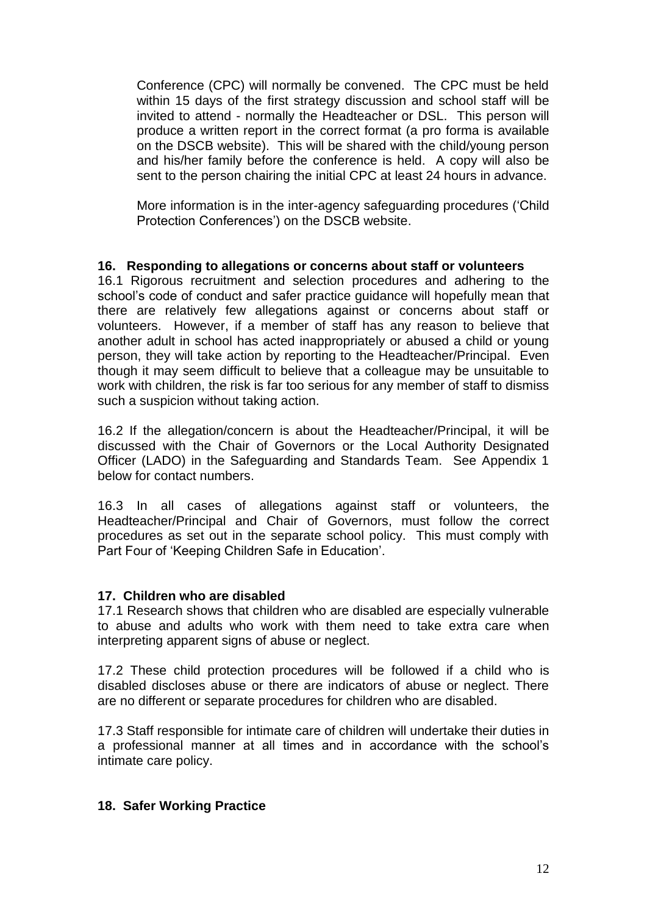Conference (CPC) will normally be convened. The CPC must be held within 15 days of the first strategy discussion and school staff will be invited to attend - normally the Headteacher or DSL. This person will produce a written report in the correct format (a pro forma is available on the DSCB website). This will be shared with the child/young person and his/her family before the conference is held. A copy will also be sent to the person chairing the initial CPC at least 24 hours in advance.

More information is in the inter-agency safeguarding procedures ('Child Protection Conferences') on the DSCB website.

**16. Responding to allegations or concerns about staff or volunteers**

16.1 Rigorous recruitment and selection procedures and adhering to the school's code of conduct and safer practice guidance will hopefully mean that there are relatively few allegations against or concerns about staff or volunteers. However, if a member of staff has any reason to believe that another adult in school has acted inappropriately or abused a child or young person, they will take action by reporting to the Headteacher/Principal. Even though it may seem difficult to believe that a colleague may be unsuitable to work with children, the risk is far too serious for any member of staff to dismiss such a suspicion without taking action.

16.2 If the allegation/concern is about the Headteacher/Principal, it will be discussed with the Chair of Governors or the Local Authority Designated Officer (LADO) in the Safeguarding and Standards Team. See Appendix 1 below for contact numbers.

16.3 In all cases of allegations against staff or volunteers, the Headteacher/Principal and Chair of Governors, must follow the correct procedures as set out in the separate school policy. This must comply with Part Four of 'Keeping Children Safe in Education'.

**17. Children who are disabled**

17.1 Research shows that children who are disabled are especially vulnerable to abuse and adults who work with them need to take extra care when interpreting apparent signs of abuse or neglect.

17.2 These child protection procedures will be followed if a child who is disabled discloses abuse or there are indicators of abuse or neglect. There are no different or separate procedures for children who are disabled.

17.3 Staff responsible for intimate care of children will undertake their duties in a professional manner at all times and in accordance with the school's intimate care policy.

**18. Safer Working Practice**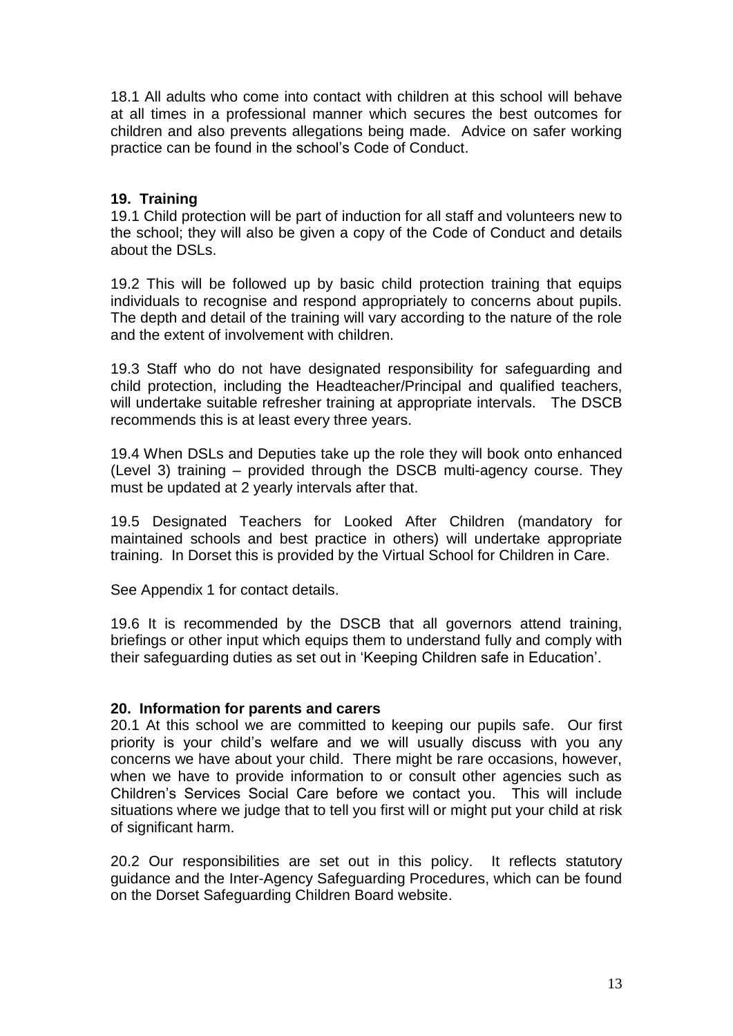18.1 All adults who come into contact with children at this school will behave at all times in a professional manner which secures the best outcomes for children and also prevents allegations being made. Advice on safer working practice can be found in the school's Code of Conduct.

## 19. Training

19.1 Child protection will be part of induction for all staff and volunteers new to the school; they will also be given a copy of the Code of Conduct and details about the DSLs.

19.2 This will be followed up by basic child protection training that equips individuals to recognise and respond appropriately to concerns about pupils. The depth and detail of the training will vary according to the nature of the role and the extent of involvement with children.

19.3 Staff who do not have designated responsibility for safeguarding and child protection, including the Headteacher/Principal and qualified teachers, will undertake suitable refresher training at appropriate intervals. The DSCB recommends this is at least every three years.

19.4 When DSLs and Deputies take up the role they will book onto enhanced (Level 3) training – provided through the DSCB multi-agency course. They must be updated at 2 yearly intervals after that.

19.5 Designated Teachers for Looked After Children (mandatory for maintained schools and best practice in others) will undertake appropriate training. In Dorset this is provided by the Virtual School for Children in Care.

See Appendix 1 for contact details.

19.6 It is recommended by the DSCB that all governors attend training, briefings or other input which equips them to understand fully and comply with their safeguarding duties as set out in 'Keeping Children safe in Education'.

## 20. Information for parents and carers

20.1 At this school we are committed to keeping our pupils safe. Our first priority is your child's welfare and we will usually discuss with you any concerns we have about your child. There might be rare occasions, however, when we have to provide information to or consult other agencies such as Children's Services Social Care before we contact you. This will include situations where we judge that to tell you first will or might put your child at risk of significant harm.

20.2 Our responsibilities are set out in this policy. It reflects statutory guidance and the Inter-Agency Safeguarding Procedures, which can be found on the Dorset Safeguarding Children Board website.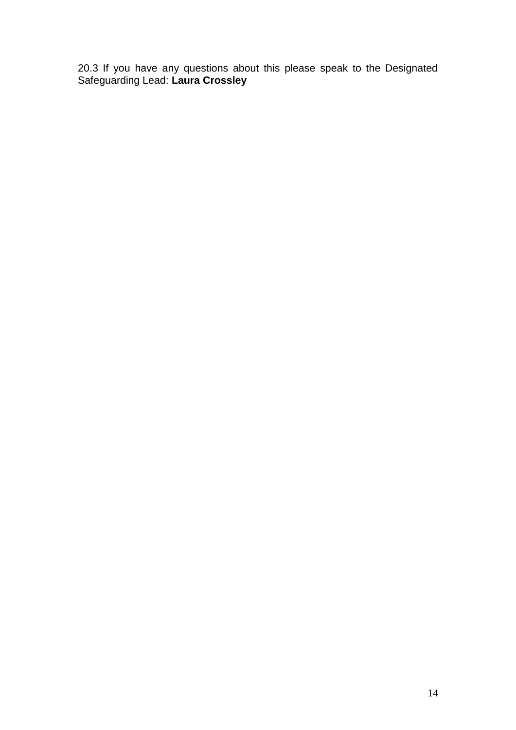20.3 If you have any questions about this please speak to the Designated Safeguarding Lead: **Laura Crossley**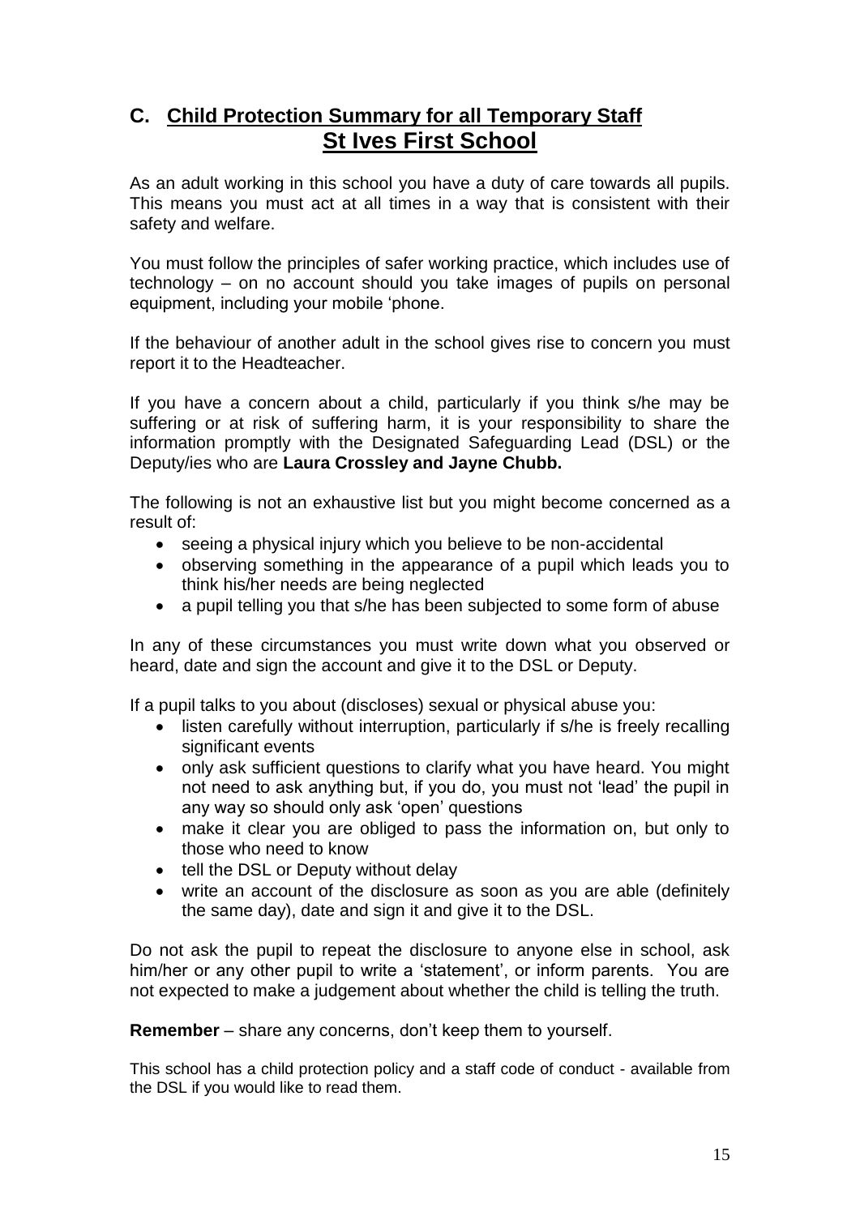## C. Child Protection Summary for all Temporary Staff

## St Ives First School

As an adult working in this school you have a duty of care towards all pupils. This means you must act at all times in a way that is consistent with their safety and welfare.

You must follow the principles of safer working practice, which includes use of technology – on no account should you take images of pupils on personal equipment, including your mobile 'phone.

If the behaviour of another adult in the school gives rise to concern you must report it to the Headteacher.

If you have a concern about a child, particularly if you think s/he may be suffering or at risk of suffering harm, it is your responsibility to share the information promptly with the Designated Safeguarding Lead (DSL) or the Deputy/ies who are **Laura Crossley and Jayne Chubb.**

The following is not an exhaustive list but you might become concerned as a result of:

- seeing a physical injury which you believe to be non-accidental
- observing something in the appearance of a pupil which leads you to think his/her needs are being neglected
- a pupil telling you that s/he has been subjected to some form of abuse

In any of these circumstances you must write down what you observed or heard, date and sign the account and give it to the DSL or Deputy.

If a pupil talks to you about (discloses) sexual or physical abuse you:

- listen carefully without interruption, particularly if s/he is freely recalling significant events
- only ask sufficient questions to clarify what you have heard. You might not need to ask anything but, if you do, you must not 'lead' the pupil in any way so should only ask 'open' questions
- make it clear you are obliged to pass the information on, but only to those who need to know
- tell the DSL or Deputy without delay
- write an account of the disclosure as soon as you are able (definitely the same day), date and sign it and give it to the DSL.

Do not ask the pupil to repeat the disclosure to anyone else in school, ask him/her or any other pupil to write a 'statement', or inform parents. You are not expected to make a judgement about whether the child is telling the truth.

**Remember** – share any concerns, don't keep them to yourself.

This school has a child protection policy and a staff code of conduct - available from the DSL if you would like to read them.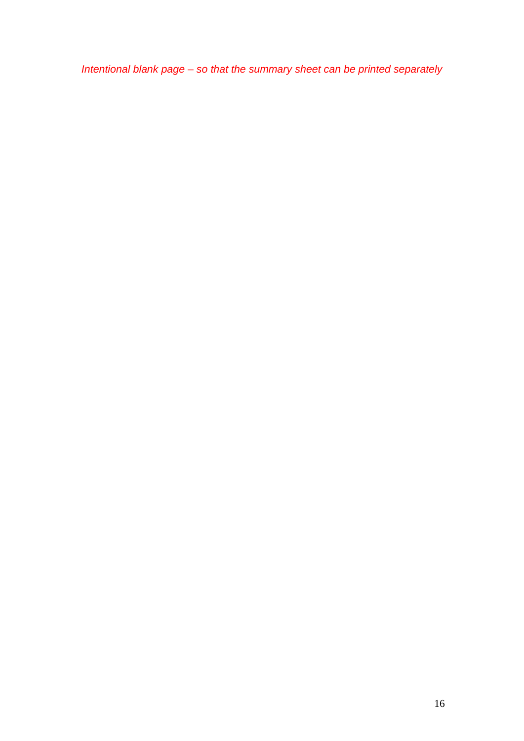*Intentional blank page – so that the summary sheet can be printed separately*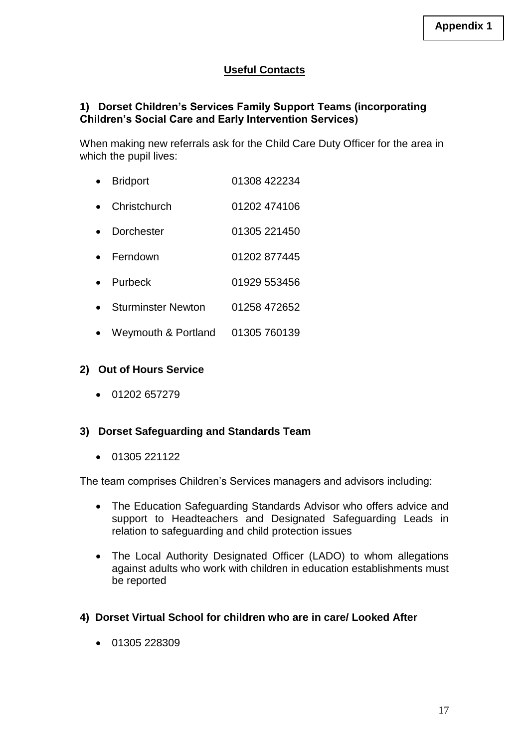**Appendix 1**

## Useful Contacts

### 1) Dorset Children's Services Family Support Teams (incorporating Children's Social Care and Early Intervention Services)

When making new referrals ask for the Child Care Duty Officer for the area in which the pupil lives:

- Bridport 01308 422234
- Christchurch 01202 474106
- Dorchester 01305 221450
- Ferndown 01202 877445
- Purbeck 01929 553456
- Sturminster Newton 01258 472652
- Weymouth & Portland 01305 760139

### 2) Out of Hours Service

- 01202 657279

### 3) Dorset Safeguarding and Standards Team

- 01305 221122

The team comprises Children's Services managers and advisors including:

- The Education Safeguarding Standards Advisor who offers advice and support to Headteachers and Designated Safeguarding Leads in relation to safeguarding and child protection issues
- The Local Authority Designated Officer (LADO) to whom allegations against adults who work with children in education establishments must be reported

### 4) Dorset Virtual School for children who are in care/ Looked After

- 01305 228309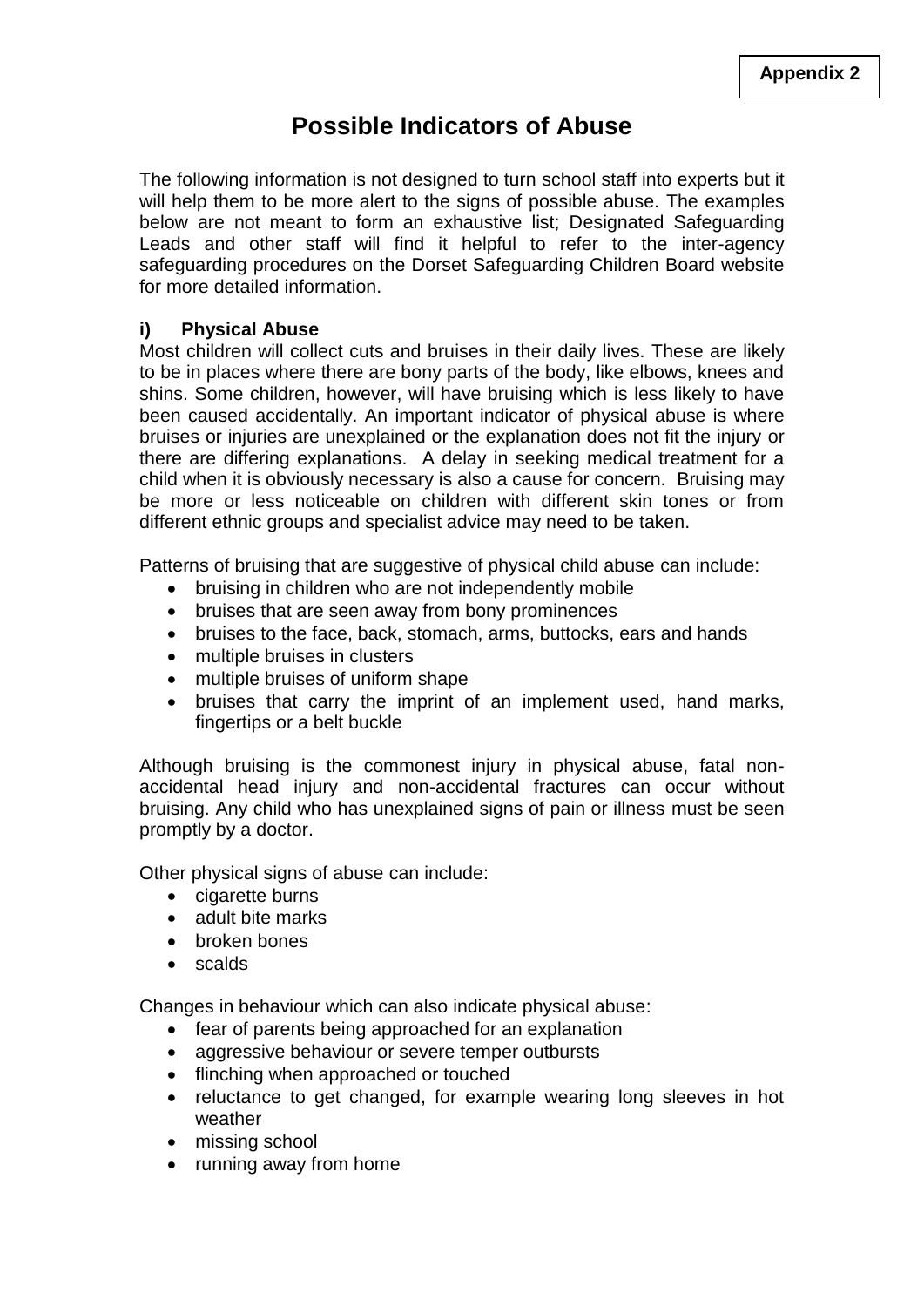**Appendix 2**

# Possible Indicators of Abuse

The following information is not designed to turn school staff into experts but it will help them to be more alert to the signs of possible abuse. The examples below are not meant to form an exhaustive list; Designated Safeguarding Leads and other staff will find it helpful to refer to the inter-agency safeguarding procedures on the Dorset Safeguarding Children Board website for more detailed information.

### i) Physical Abuse

Most children will collect cuts and bruises in their daily lives. These are likely to be in places where there are bony parts of the body, like elbows, knees and shins. Some children, however, will have bruising which is less likely to have been caused accidentally. An important indicator of physical abuse is where bruises or injuries are unexplained or the explanation does not fit the injury or there are differing explanations. A delay in seeking medical treatment for a child when it is obviously necessary is also a cause for concern. Bruising may be more or less noticeable on children with different skin tones or from different ethnic groups and specialist advice may need to be taken.

Patterns of bruising that are suggestive of physical child abuse can include:

- bruising in children who are not independently mobile
- bruises that are seen away from bony prominences
- bruises to the face, back, stomach, arms, buttocks, ears and hands
- multiple bruises in clusters
- multiple bruises of uniform shape
- bruises that carry the imprint of an implement used, hand marks, fingertips or a belt buckle

Although bruising is the commonest injury in physical abuse, fatal non-accidental head injury and non-accidental fractures can occur without bruising. Any child who has unexplained signs of pain or illness must be seen promptly by a doctor.

Other physical signs of abuse can include:

- cigarette burns
- adult bite marks
- broken bones
- scalds

Changes in behaviour which can also indicate physical abuse:

- fear of parents being approached for an explanation
- aggressive behaviour or severe temper outbursts
- flinching when approached or touched
- reluctance to get changed, for example wearing long sleeves in hot weather
- missing school
- running away from home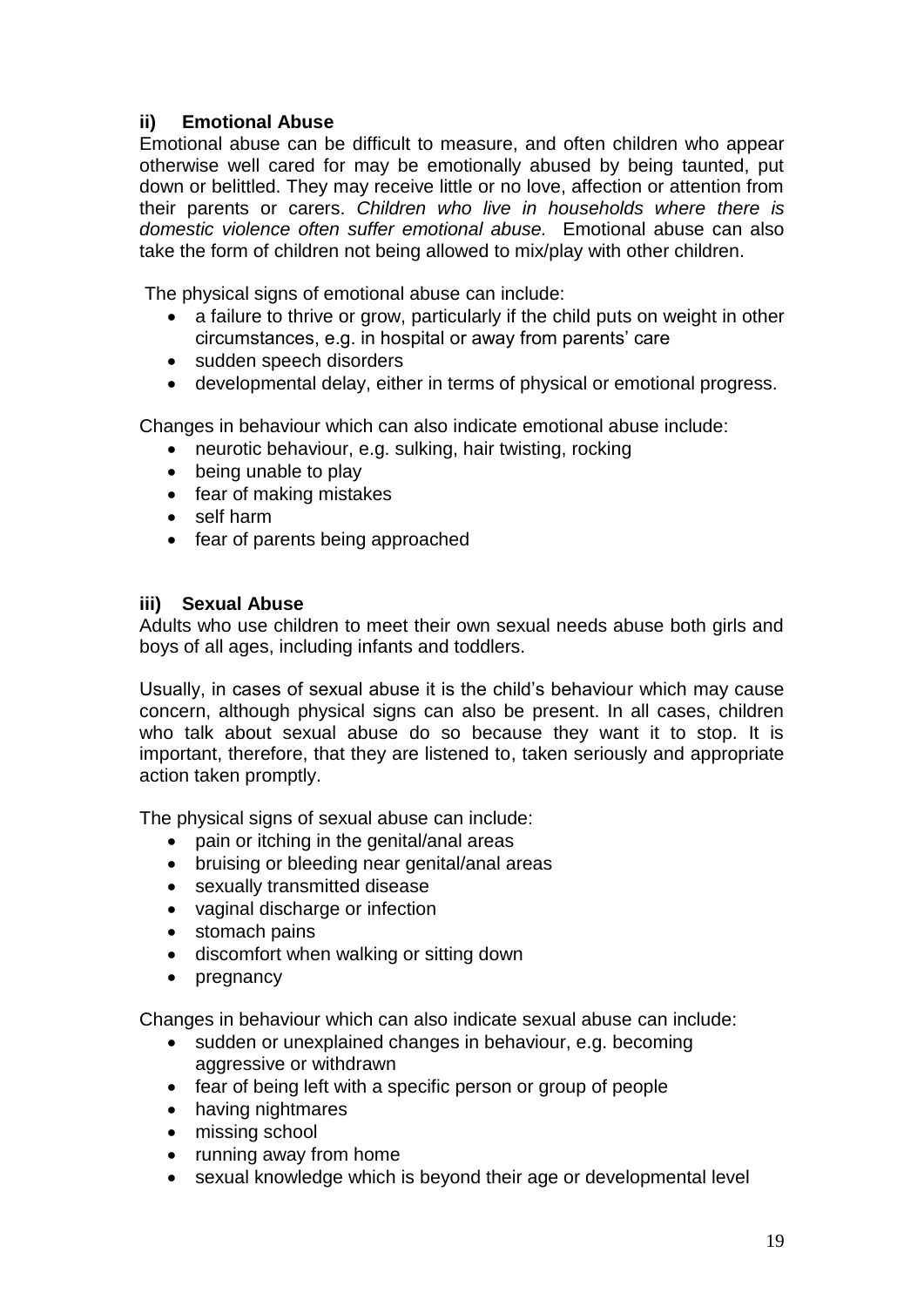### ii) Emotional Abuse

Emotional abuse can be difficult to measure, and often children who appear otherwise well cared for may be emotionally abused by being taunted, put down or belittled. They may receive little or no love, affection or attention from their parents or carers. *Children who live in households where there is domestic violence often suffer emotional abuse.* Emotional abuse can also take the form of children not being allowed to mix/play with other children.

The physical signs of emotional abuse can include:

- a failure to thrive or grow, particularly if the child puts on weight in other circumstances, e.g. in hospital or away from parents' care
- sudden speech disorders
- developmental delay, either in terms of physical or emotional progress.

Changes in behaviour which can also indicate emotional abuse include:

- neurotic behaviour, e.g. sulking, hair twisting, rocking
- being unable to play
- fear of making mistakes
- self harm
- fear of parents being approached

### iii) Sexual Abuse

Adults who use children to meet their own sexual needs abuse both girls and boys of all ages, including infants and toddlers.

Usually, in cases of sexual abuse it is the child's behaviour which may cause concern, although physical signs can also be present. In all cases, children who talk about sexual abuse do so because they want it to stop. It is important, therefore, that they are listened to, taken seriously and appropriate action taken promptly.

The physical signs of sexual abuse can include:

- pain or itching in the genital/anal areas
- bruising or bleeding near genital/anal areas
- sexually transmitted disease
- vaginal discharge or infection
- stomach pains
- discomfort when walking or sitting down
- pregnancy

Changes in behaviour which can also indicate sexual abuse can include:

- sudden or unexplained changes in behaviour, e.g. becoming aggressive or withdrawn
- fear of being left with a specific person or group of people
- having nightmares
- missing school
- running away from home
- sexual knowledge which is beyond their age or developmental level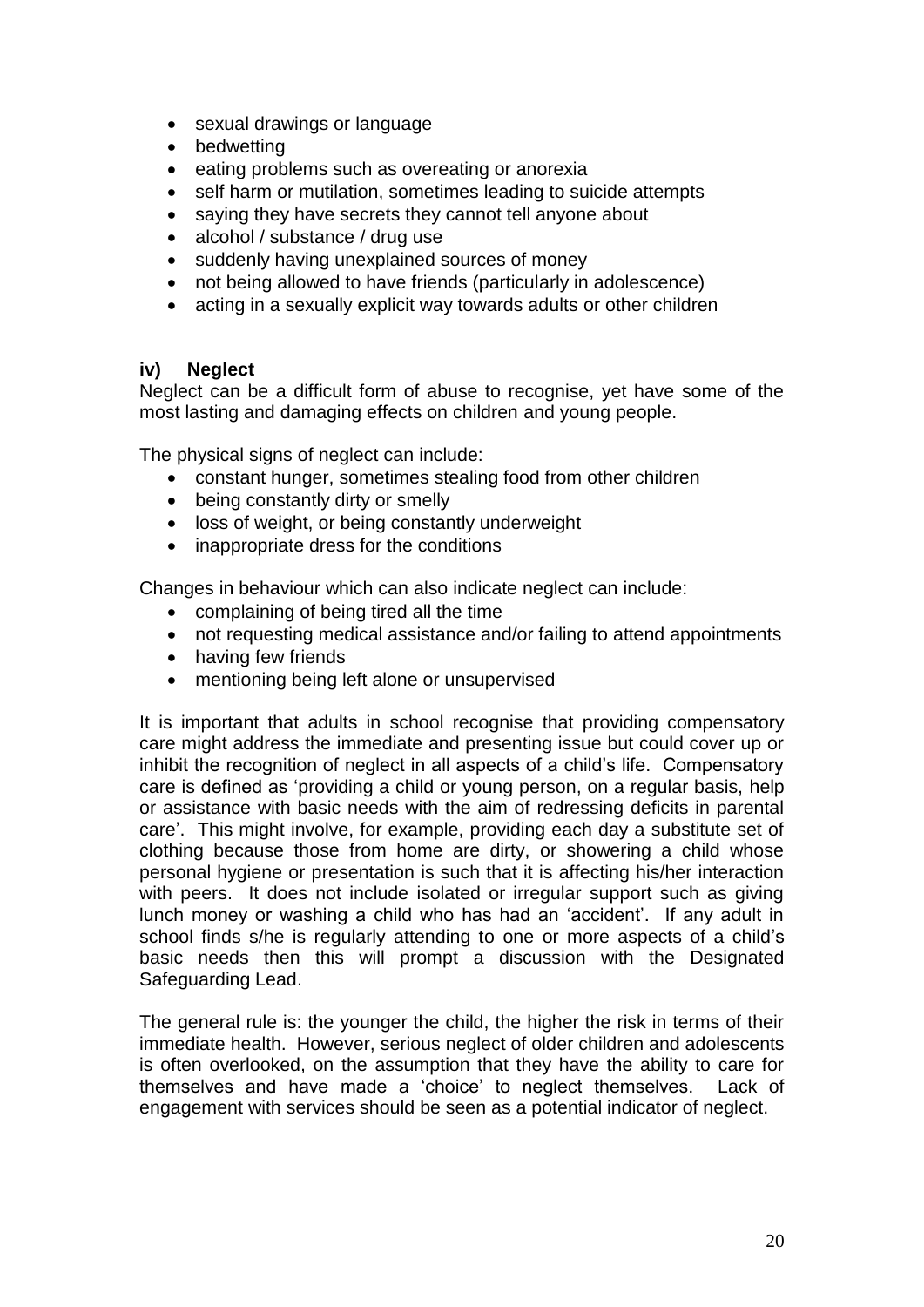- sexual drawings or language
- bedwetting
- eating problems such as overeating or anorexia
- self harm or mutilation, sometimes leading to suicide attempts
- saying they have secrets they cannot tell anyone about
- alcohol / substance / drug use
- suddenly having unexplained sources of money
- not being allowed to have friends (particularly in adolescence)
- acting in a sexually explicit way towards adults or other children

**iv) Neglect**

Neglect can be a difficult form of abuse to recognise, yet have some of the most lasting and damaging effects on children and young people.

The physical signs of neglect can include:

- constant hunger, sometimes stealing food from other children
- being constantly dirty or smelly
- loss of weight, or being constantly underweight
- inappropriate dress for the conditions

Changes in behaviour which can also indicate neglect can include:

- complaining of being tired all the time
- not requesting medical assistance and/or failing to attend appointments
- having few friends
- mentioning being left alone or unsupervised

It is important that adults in school recognise that providing compensatory care might address the immediate and presenting issue but could cover up or inhibit the recognition of neglect in all aspects of a child's life. Compensatory care is defined as 'providing a child or young person, on a regular basis, help or assistance with basic needs with the aim of redressing deficits in parental care'. This might involve, for example, providing each day a substitute set of clothing because those from home are dirty, or showering a child whose personal hygiene or presentation is such that it is affecting his/her interaction with peers. It does not include isolated or irregular support such as giving lunch money or washing a child who has had an 'accident'. If any adult in school finds s/he is regularly attending to one or more aspects of a child's basic needs then this will prompt a discussion with the Designated Safeguarding Lead.

The general rule is: the younger the child, the higher the risk in terms of their immediate health. However, serious neglect of older children and adolescents is often overlooked, on the assumption that they have the ability to care for themselves and have made a 'choice' to neglect themselves. Lack of engagement with services should be seen as a potential indicator of neglect.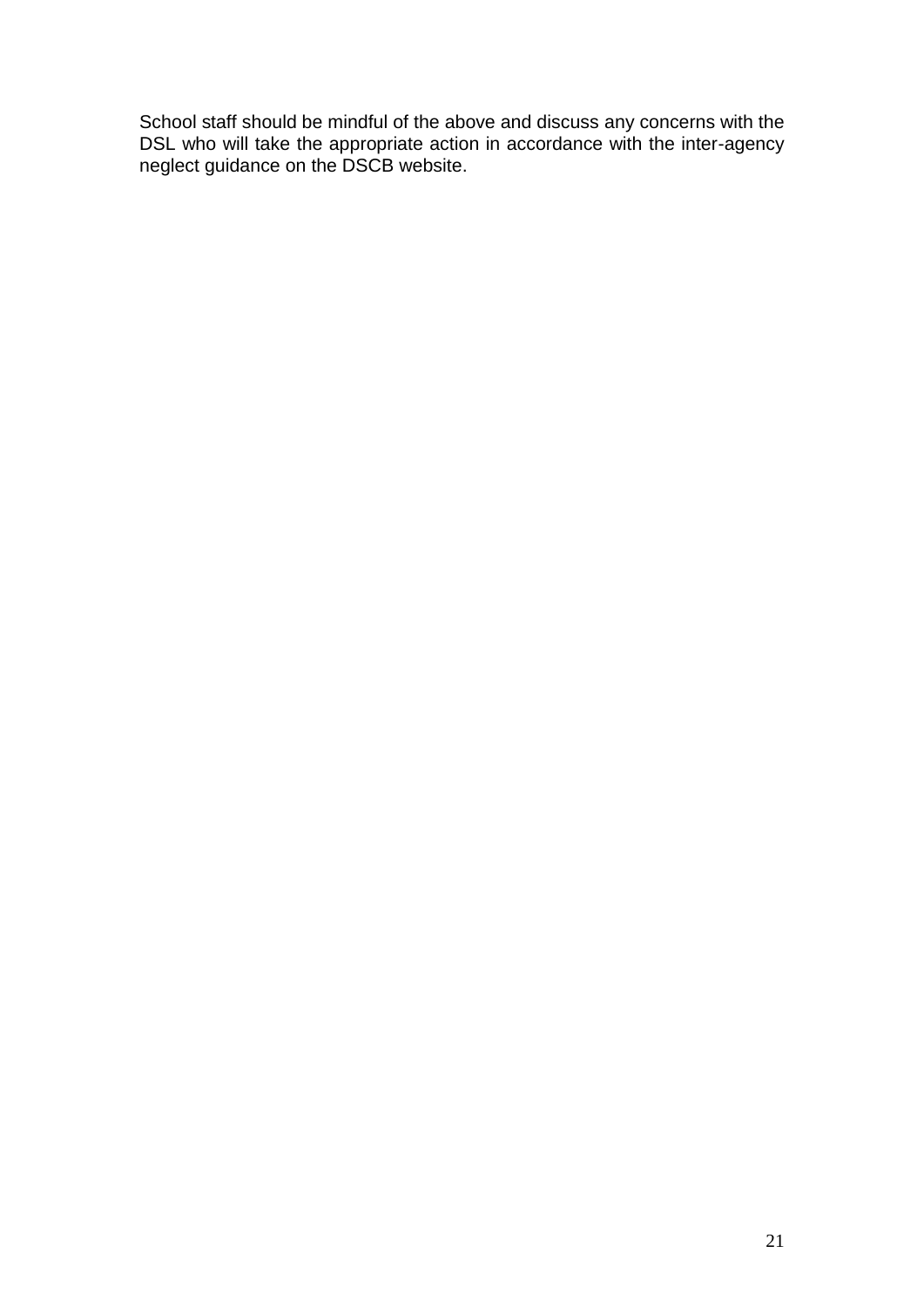School staff should be mindful of the above and discuss any concerns with the DSL who will take the appropriate action in accordance with the inter-agency neglect guidance on the DSCB website.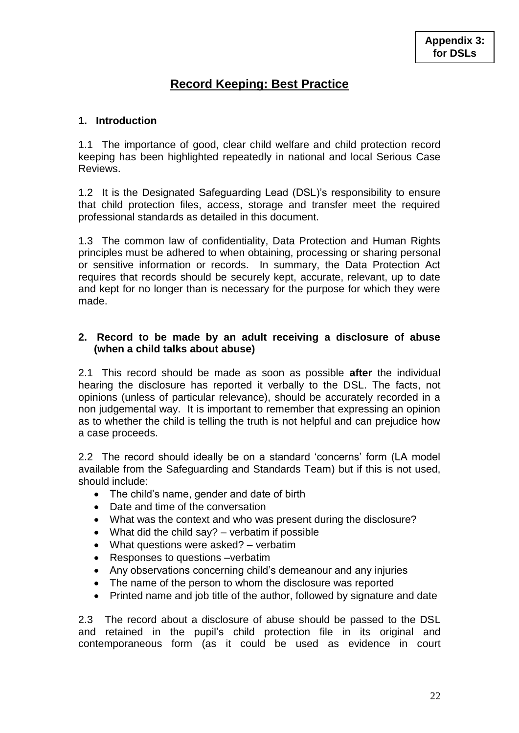**Appendix 3: for DSLs**

# Record Keeping: Best Practice

## 1. Introduction

1.1 The importance of good, clear child welfare and child protection record keeping has been highlighted repeatedly in national and local Serious Case Reviews.

1.2 It is the Designated Safeguarding Lead (DSL)'s responsibility to ensure that child protection files, access, storage and transfer meet the required professional standards as detailed in this document.

1.3 The common law of confidentiality, Data Protection and Human Rights principles must be adhered to when obtaining, processing or sharing personal or sensitive information or records. In summary, the Data Protection Act requires that records should be securely kept, accurate, relevant, up to date and kept for no longer than is necessary for the purpose for which they were made.

## 2. Record to be made by an adult receiving a disclosure of abuse (when a child talks about abuse)

2.1 This record should be made as soon as possible **after** the individual hearing the disclosure has reported it verbally to the DSL. The facts, not opinions (unless of particular relevance), should be accurately recorded in a non judgemental way. It is important to remember that expressing an opinion as to whether the child is telling the truth is not helpful and can prejudice how a case proceeds.

2.2 The record should ideally be on a standard 'concerns' form (LA model available from the Safeguarding and Standards Team) but if this is not used, should include:

- The child's name, gender and date of birth
- Date and time of the conversation
- What was the context and who was present during the disclosure?
- What did the child say? – verbatim if possible
- What questions were asked? – verbatim
- Responses to questions –verbatim
- Any observations concerning child's demeanour and any injuries
- The name of the person to whom the disclosure was reported
- Printed name and job title of the author, followed by signature and date

2.3 The record about a disclosure of abuse should be passed to the DSL and retained in the pupil's child protection file in its original and contemporaneous form (as it could be used as evidence in court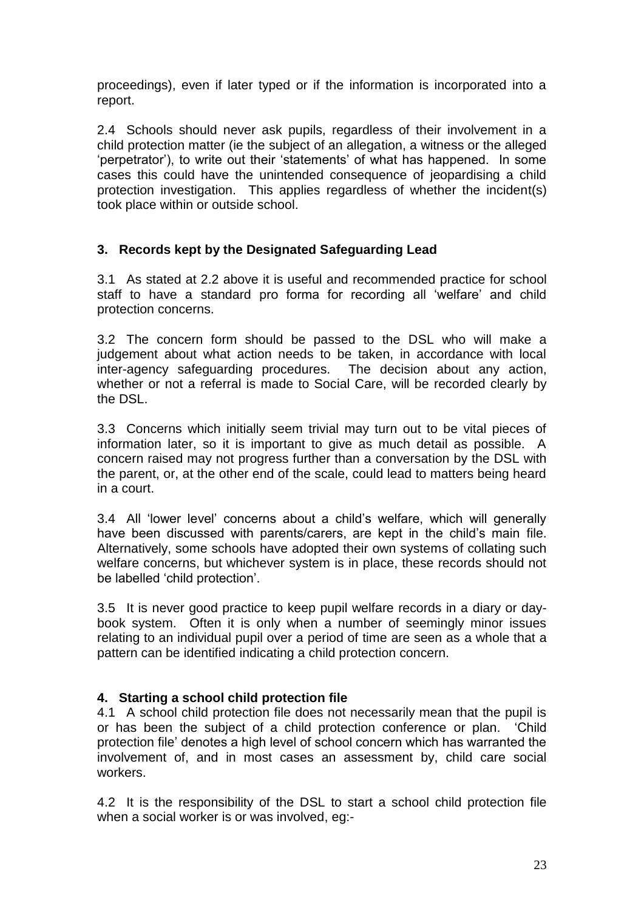proceedings), even if later typed or if the information is incorporated into a report.

2.4 Schools should never ask pupils, regardless of their involvement in a child protection matter (ie the subject of an allegation, a witness or the alleged 'perpetrator'), to write out their 'statements' of what has happened. In some cases this could have the unintended consequence of jeopardising a child protection investigation. This applies regardless of whether the incident(s) took place within or outside school.

## 3. Records kept by the Designated Safeguarding Lead

3.1 As stated at 2.2 above it is useful and recommended practice for school staff to have a standard pro forma for recording all 'welfare' and child protection concerns.

3.2 The concern form should be passed to the DSL who will make a judgement about what action needs to be taken, in accordance with local inter-agency safeguarding procedures. The decision about any action, whether or not a referral is made to Social Care, will be recorded clearly by the DSL.

3.3 Concerns which initially seem trivial may turn out to be vital pieces of information later, so it is important to give as much detail as possible. A concern raised may not progress further than a conversation by the DSL with the parent, or, at the other end of the scale, could lead to matters being heard in a court.

3.4 All 'lower level' concerns about a child's welfare, which will generally have been discussed with parents/carers, are kept in the child's main file. Alternatively, some schools have adopted their own systems of collating such welfare concerns, but whichever system is in place, these records should not be labelled 'child protection'.

3.5 It is never good practice to keep pupil welfare records in a diary or day-book system. Often it is only when a number of seemingly minor issues relating to an individual pupil over a period of time are seen as a whole that a pattern can be identified indicating a child protection concern.

## 4. Starting a school child protection file

4.1 A school child protection file does not necessarily mean that the pupil is or has been the subject of a child protection conference or plan. 'Child protection file' denotes a high level of school concern which has warranted the involvement of, and in most cases an assessment by, child care social workers.

4.2 It is the responsibility of the DSL to start a school child protection file when a social worker is or was involved, eg:-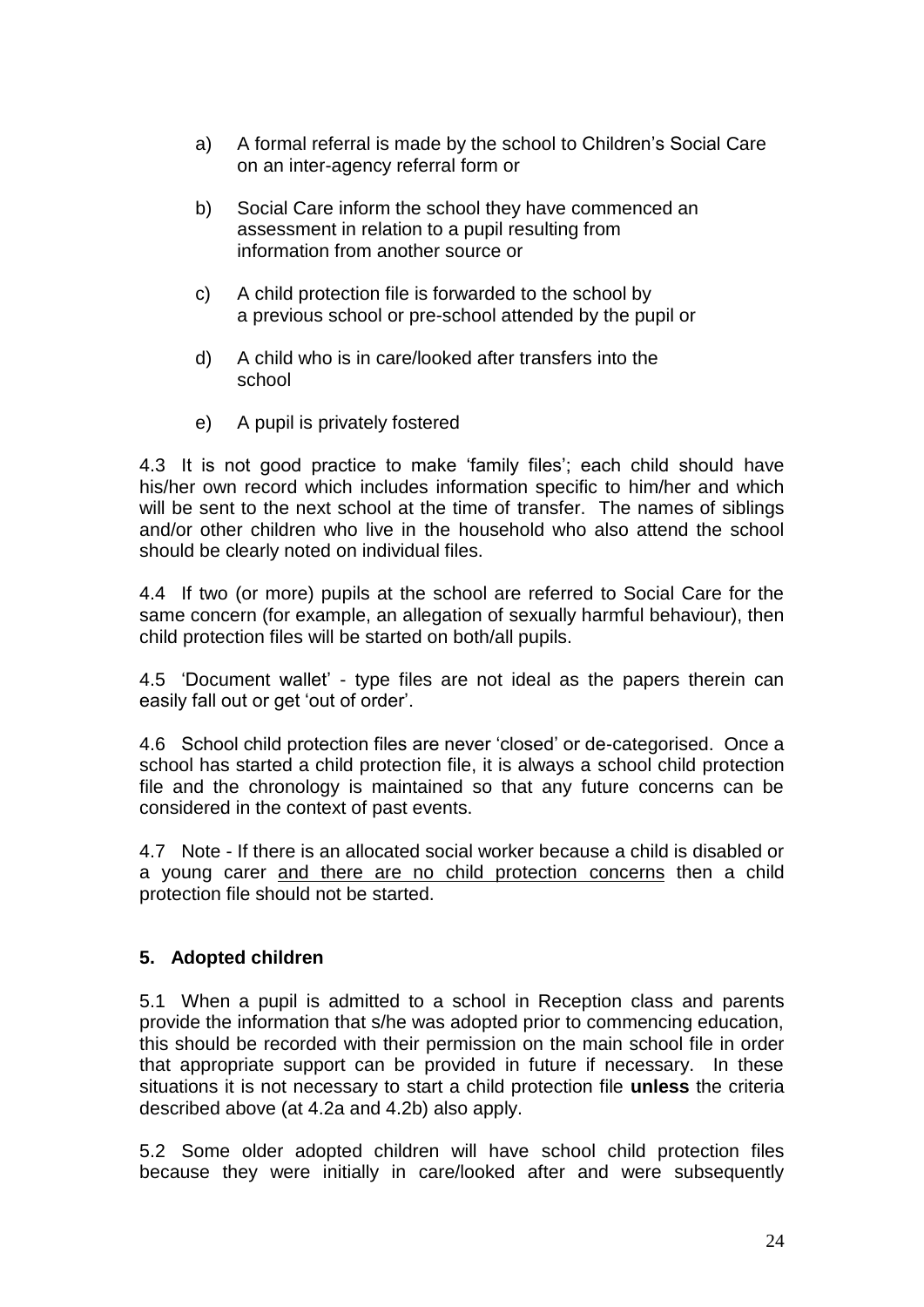a) A formal referral is made by the school to Children's Social Care on an inter-agency referral form or

b) Social Care inform the school they have commenced an assessment in relation to a pupil resulting from information from another source or

c) A child protection file is forwarded to the school by a previous school or pre-school attended by the pupil or

d) A child who is in care/looked after transfers into the school

e) A pupil is privately fostered

4.3 It is not good practice to make 'family files'; each child should have his/her own record which includes information specific to him/her and which will be sent to the next school at the time of transfer. The names of siblings and/or other children who live in the household who also attend the school should be clearly noted on individual files.

4.4 If two (or more) pupils at the school are referred to Social Care for the same concern (for example, an allegation of sexually harmful behaviour), then child protection files will be started on both/all pupils.

4.5 'Document wallet' - type files are not ideal as the papers therein can easily fall out or get 'out of order'.

4.6 School child protection files are never 'closed' or de-categorised. Once a school has started a child protection file, it is always a school child protection file and the chronology is maintained so that any future concerns can be considered in the context of past events.

4.7 Note - If there is an allocated social worker because a child is disabled or a young carer <u>and there are no child protection concerns</u> then a child protection file should not be started.

## 5. Adopted children

5.1 When a pupil is admitted to a school in Reception class and parents provide the information that s/he was adopted prior to commencing education, this should be recorded with their permission on the main school file in order that appropriate support can be provided in future if necessary. In these situations it is not necessary to start a child protection file **unless** the criteria described above (at 4.2a and 4.2b) also apply.

5.2 Some older adopted children will have school child protection files because they were initially in care/looked after and were subsequently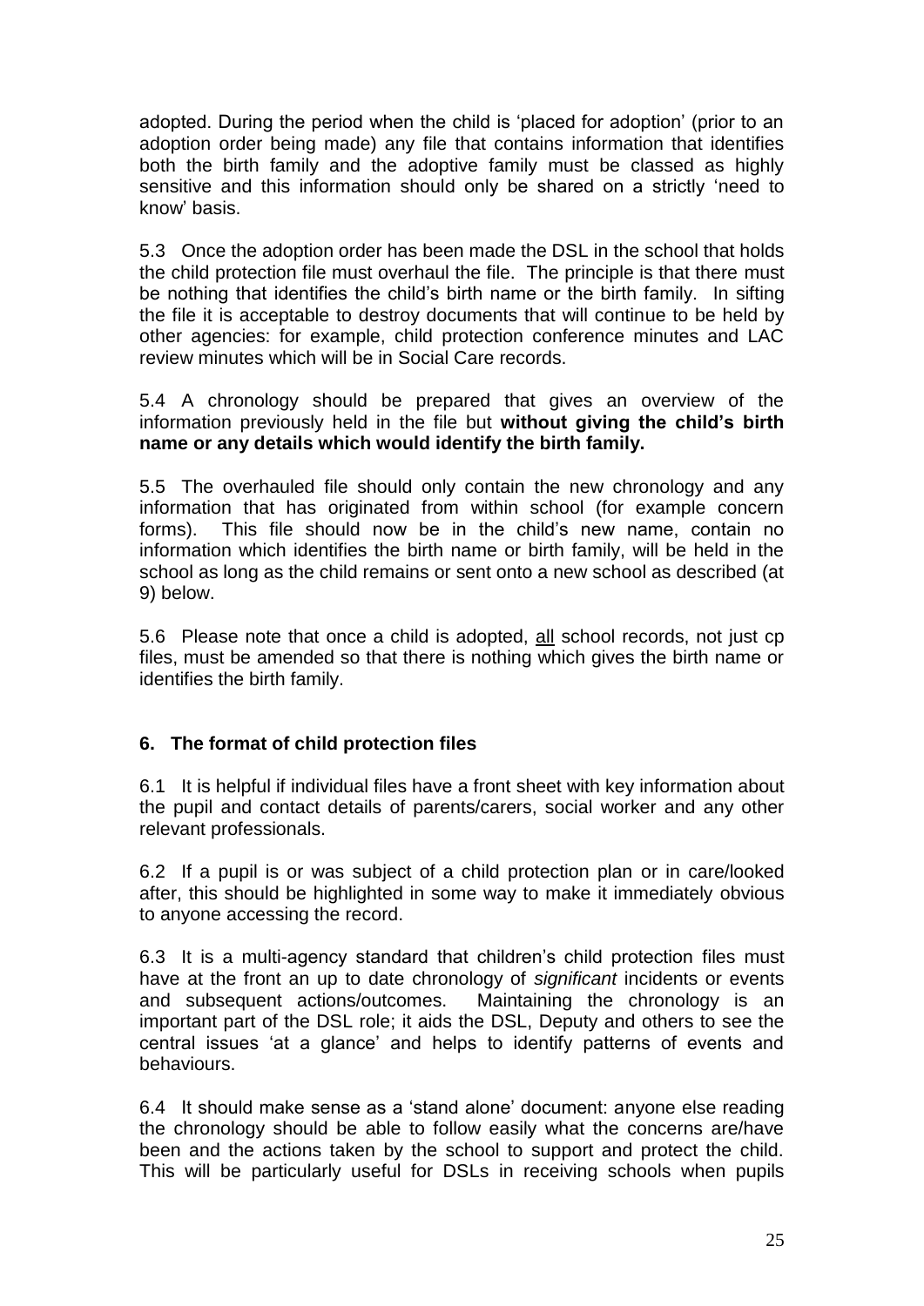adopted. During the period when the child is 'placed for adoption' (prior to an adoption order being made) any file that contains information that identifies both the birth family and the adoptive family must be classed as highly sensitive and this information should only be shared on a strictly 'need to know' basis.

5.3 Once the adoption order has been made the DSL in the school that holds the child protection file must overhaul the file. The principle is that there must be nothing that identifies the child's birth name or the birth family. In sifting the file it is acceptable to destroy documents that will continue to be held by other agencies: for example, child protection conference minutes and LAC review minutes which will be in Social Care records.

5.4 A chronology should be prepared that gives an overview of the information previously held in the file but **without giving the child's birth name or any details which would identify the birth family.**

5.5 The overhauled file should only contain the new chronology and any information that has originated from within school (for example concern forms). This file should now be in the child's new name, contain no information which identifies the birth name or birth family, will be held in the school as long as the child remains or sent onto a new school as described (at 9) below.

5.6 Please note that once a child is adopted, <u>all</u> school records, not just cp files, must be amended so that there is nothing which gives the birth name or identifies the birth family.

## 6. The format of child protection files

6.1 It is helpful if individual files have a front sheet with key information about the pupil and contact details of parents/carers, social worker and any other relevant professionals.

6.2 If a pupil is or was subject of a child protection plan or in care/looked after, this should be highlighted in some way to make it immediately obvious to anyone accessing the record.

6.3 It is a multi-agency standard that children's child protection files must have at the front an up to date chronology of *significant* incidents or events and subsequent actions/outcomes. Maintaining the chronology is an important part of the DSL role; it aids the DSL, Deputy and others to see the central issues 'at a glance' and helps to identify patterns of events and behaviours.

6.4 It should make sense as a 'stand alone' document: anyone else reading the chronology should be able to follow easily what the concerns are/have been and the actions taken by the school to support and protect the child. This will be particularly useful for DSLs in receiving schools when pupils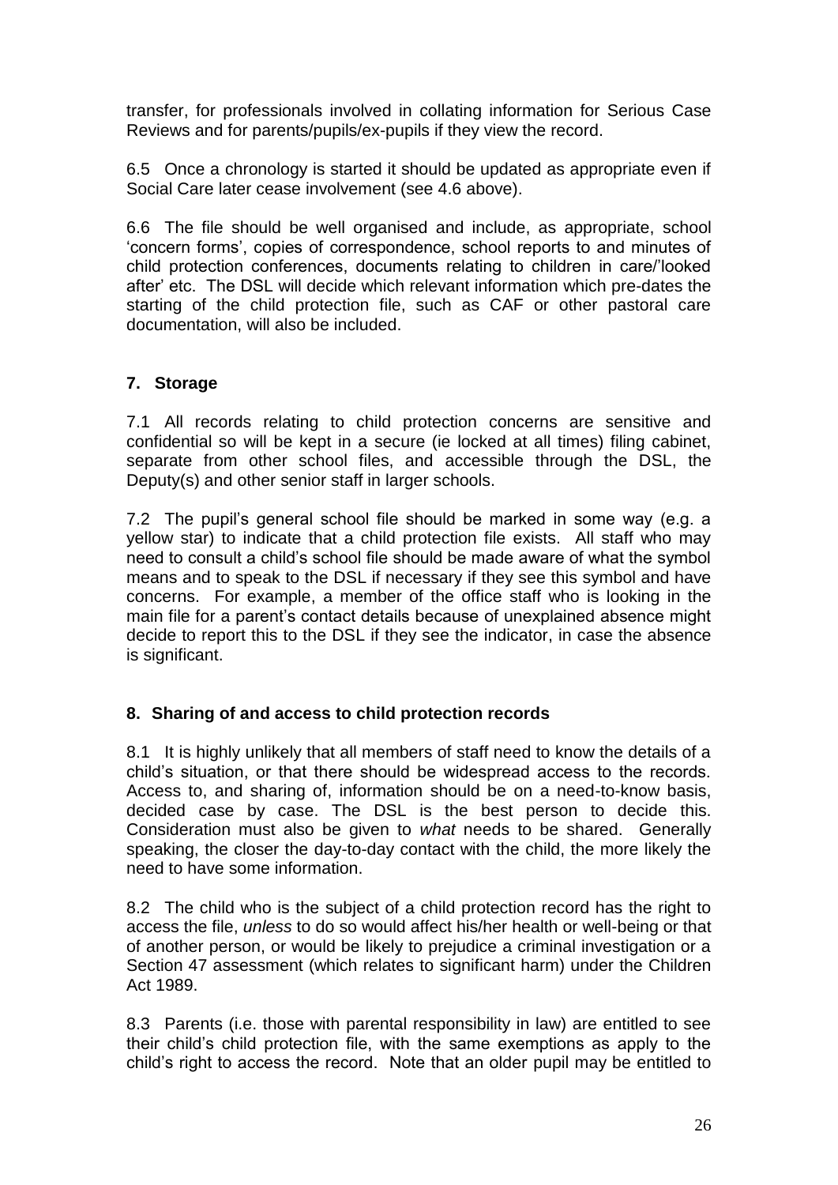transfer, for professionals involved in collating information for Serious Case Reviews and for parents/pupils/ex-pupils if they view the record.

6.5 Once a chronology is started it should be updated as appropriate even if Social Care later cease involvement (see 4.6 above).

6.6 The file should be well organised and include, as appropriate, school 'concern forms', copies of correspondence, school reports to and minutes of child protection conferences, documents relating to children in care/'looked after' etc. The DSL will decide which relevant information which pre-dates the starting of the child protection file, such as CAF or other pastoral care documentation, will also be included.

## 7. Storage

7.1 All records relating to child protection concerns are sensitive and confidential so will be kept in a secure (ie locked at all times) filing cabinet, separate from other school files, and accessible through the DSL, the Deputy(s) and other senior staff in larger schools.

7.2 The pupil's general school file should be marked in some way (e.g. a yellow star) to indicate that a child protection file exists. All staff who may need to consult a child's school file should be made aware of what the symbol means and to speak to the DSL if necessary if they see this symbol and have concerns. For example, a member of the office staff who is looking in the main file for a parent's contact details because of unexplained absence might decide to report this to the DSL if they see the indicator, in case the absence is significant.

## 8. Sharing of and access to child protection records

8.1 It is highly unlikely that all members of staff need to know the details of a child's situation, or that there should be widespread access to the records. Access to, and sharing of, information should be on a need-to-know basis, decided case by case. The DSL is the best person to decide this. Consideration must also be given to *what* needs to be shared. Generally speaking, the closer the day-to-day contact with the child, the more likely the need to have some information.

8.2 The child who is the subject of a child protection record has the right to access the file, *unless* to do so would affect his/her health or well-being or that of another person, or would be likely to prejudice a criminal investigation or a Section 47 assessment (which relates to significant harm) under the Children Act 1989.

8.3 Parents (i.e. those with parental responsibility in law) are entitled to see their child's child protection file, with the same exemptions as apply to the child's right to access the record. Note that an older pupil may be entitled to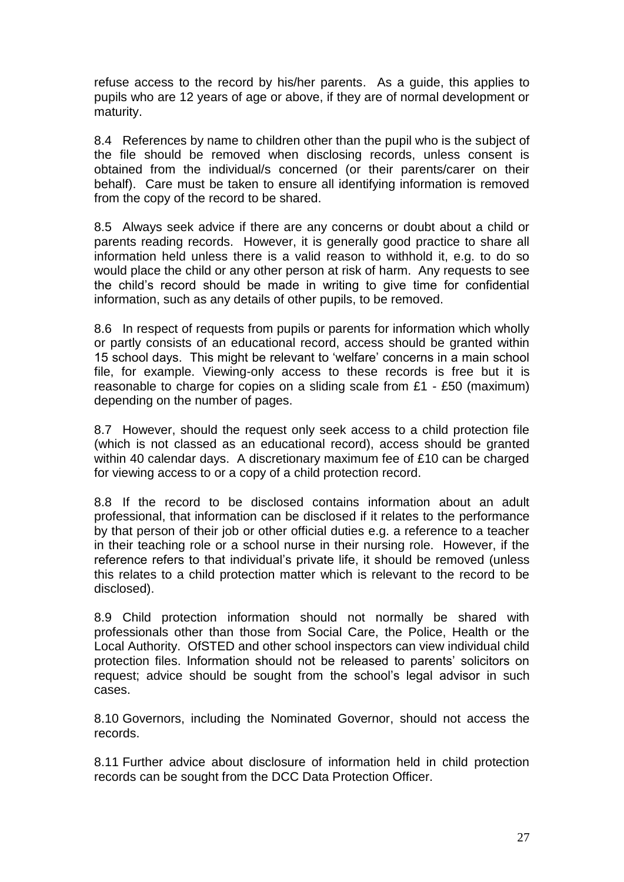refuse access to the record by his/her parents. As a guide, this applies to pupils who are 12 years of age or above, if they are of normal development or maturity.

8.4 References by name to children other than the pupil who is the subject of the file should be removed when disclosing records, unless consent is obtained from the individual/s concerned (or their parents/carer on their behalf). Care must be taken to ensure all identifying information is removed from the copy of the record to be shared.

8.5 Always seek advice if there are any concerns or doubt about a child or parents reading records. However, it is generally good practice to share all information held unless there is a valid reason to withhold it, e.g. to do so would place the child or any other person at risk of harm. Any requests to see the child's record should be made in writing to give time for confidential information, such as any details of other pupils, to be removed.

8.6 In respect of requests from pupils or parents for information which wholly or partly consists of an educational record, access should be granted within 15 school days. This might be relevant to 'welfare' concerns in a main school file, for example. Viewing-only access to these records is free but it is reasonable to charge for copies on a sliding scale from £1 - £50 (maximum) depending on the number of pages.

8.7 However, should the request only seek access to a child protection file (which is not classed as an educational record), access should be granted within 40 calendar days. A discretionary maximum fee of £10 can be charged for viewing access to or a copy of a child protection record.

8.8 If the record to be disclosed contains information about an adult professional, that information can be disclosed if it relates to the performance by that person of their job or other official duties e.g. a reference to a teacher in their teaching role or a school nurse in their nursing role. However, if the reference refers to that individual's private life, it should be removed (unless this relates to a child protection matter which is relevant to the record to be disclosed).

8.9 Child protection information should not normally be shared with professionals other than those from Social Care, the Police, Health or the Local Authority. OfSTED and other school inspectors can view individual child protection files. Information should not be released to parents' solicitors on request; advice should be sought from the school's legal advisor in such cases.

8.10 Governors, including the Nominated Governor, should not access the records.

8.11 Further advice about disclosure of information held in child protection records can be sought from the DCC Data Protection Officer.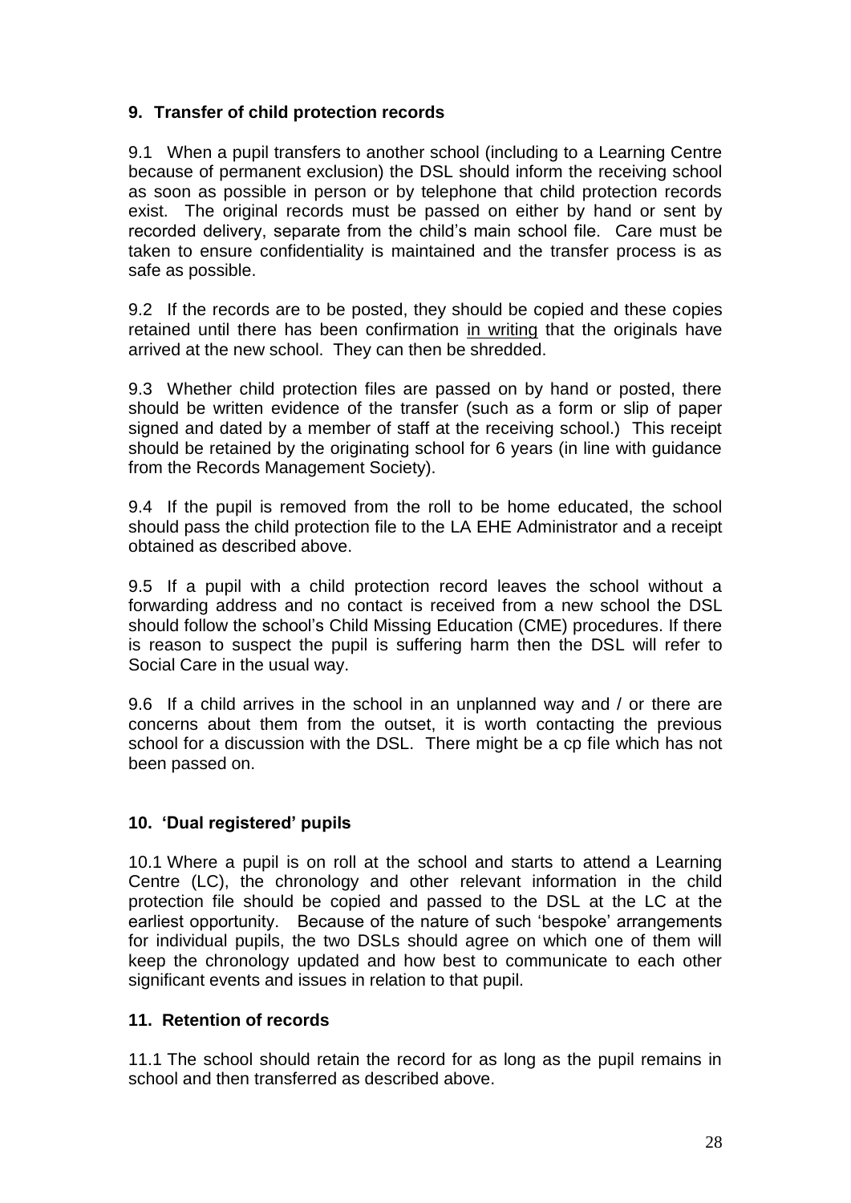## 9. Transfer of child protection records

9.1 When a pupil transfers to another school (including to a Learning Centre because of permanent exclusion) the DSL should inform the receiving school as soon as possible in person or by telephone that child protection records exist. The original records must be passed on either by hand or sent by recorded delivery, separate from the child's main school file. Care must be taken to ensure confidentiality is maintained and the transfer process is as safe as possible.

9.2 If the records are to be posted, they should be copied and these copies retained until there has been confirmation <u>in writing</u> that the originals have arrived at the new school. They can then be shredded.

9.3 Whether child protection files are passed on by hand or posted, there should be written evidence of the transfer (such as a form or slip of paper signed and dated by a member of staff at the receiving school.) This receipt should be retained by the originating school for 6 years (in line with guidance from the Records Management Society).

9.4 If the pupil is removed from the roll to be home educated, the school should pass the child protection file to the LA EHE Administrator and a receipt obtained as described above.

9.5 If a pupil with a child protection record leaves the school without a forwarding address and no contact is received from a new school the DSL should follow the school's Child Missing Education (CME) procedures. If there is reason to suspect the pupil is suffering harm then the DSL will refer to Social Care in the usual way.

9.6 If a child arrives in the school in an unplanned way and / or there are concerns about them from the outset, it is worth contacting the previous school for a discussion with the DSL. There might be a cp file which has not been passed on.

## 10. 'Dual registered' pupils

10.1 Where a pupil is on roll at the school and starts to attend a Learning Centre (LC), the chronology and other relevant information in the child protection file should be copied and passed to the DSL at the LC at the earliest opportunity. Because of the nature of such 'bespoke' arrangements for individual pupils, the two DSLs should agree on which one of them will keep the chronology updated and how best to communicate to each other significant events and issues in relation to that pupil.

## 11. Retention of records

11.1 The school should retain the record for as long as the pupil remains in school and then transferred as described above.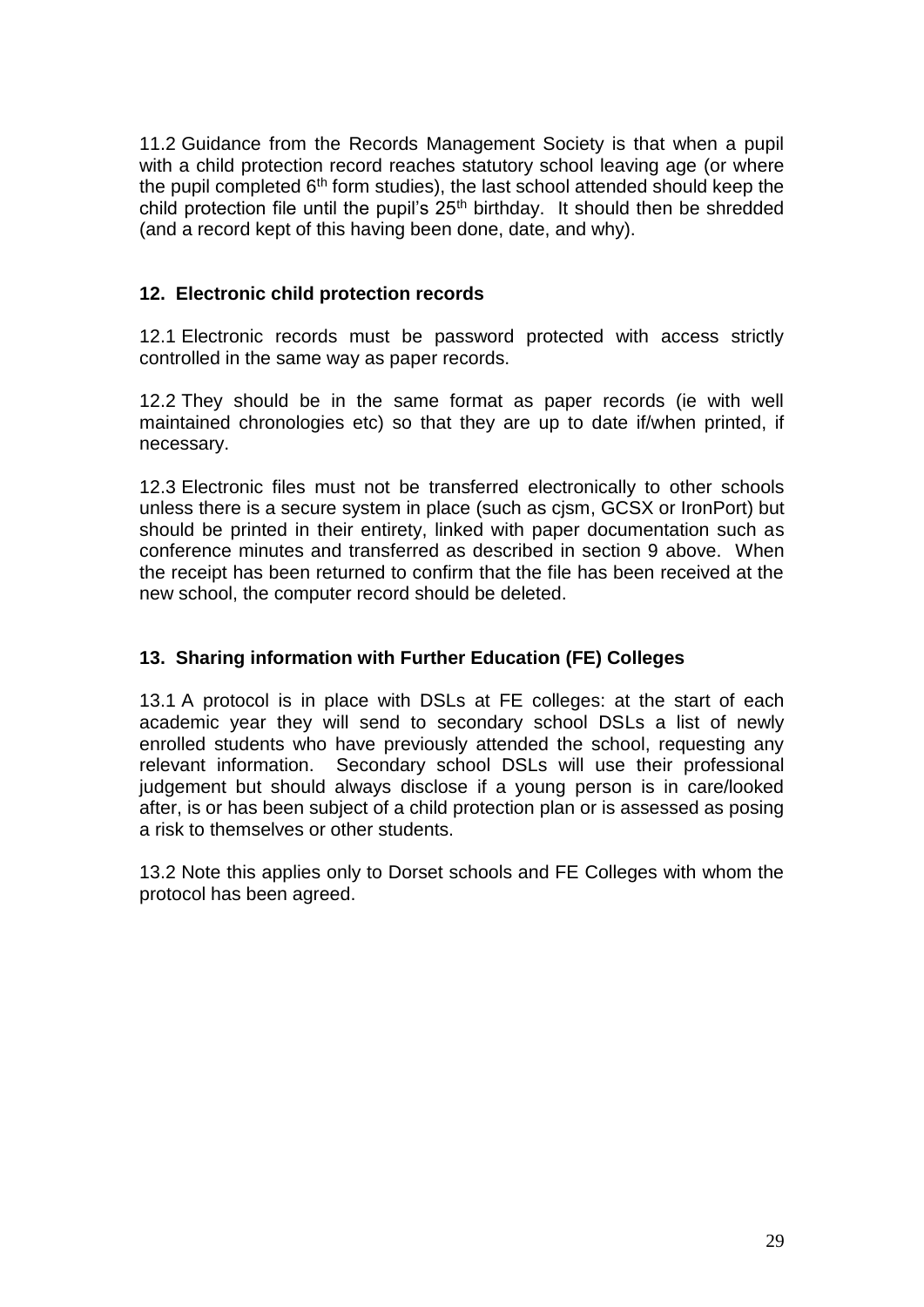11.2 Guidance from the Records Management Society is that when a pupil with a child protection record reaches statutory school leaving age (or where the pupil completed 6th form studies), the last school attended should keep the child protection file until the pupil's 25th birthday. It should then be shredded (and a record kept of this having been done, date, and why).

## 12. Electronic child protection records

12.1 Electronic records must be password protected with access strictly controlled in the same way as paper records.

12.2 They should be in the same format as paper records (ie with well maintained chronologies etc) so that they are up to date if/when printed, if necessary.

12.3 Electronic files must not be transferred electronically to other schools unless there is a secure system in place (such as cjsm, GCSX or IronPort) but should be printed in their entirety, linked with paper documentation such as conference minutes and transferred as described in section 9 above. When the receipt has been returned to confirm that the file has been received at the new school, the computer record should be deleted.

## 13. Sharing information with Further Education (FE) Colleges

13.1 A protocol is in place with DSLs at FE colleges: at the start of each academic year they will send to secondary school DSLs a list of newly enrolled students who have previously attended the school, requesting any relevant information. Secondary school DSLs will use their professional judgement but should always disclose if a young person is in care/looked after, is or has been subject of a child protection plan or is assessed as posing a risk to themselves or other students.

13.2 Note this applies only to Dorset schools and FE Colleges with whom the protocol has been agreed.